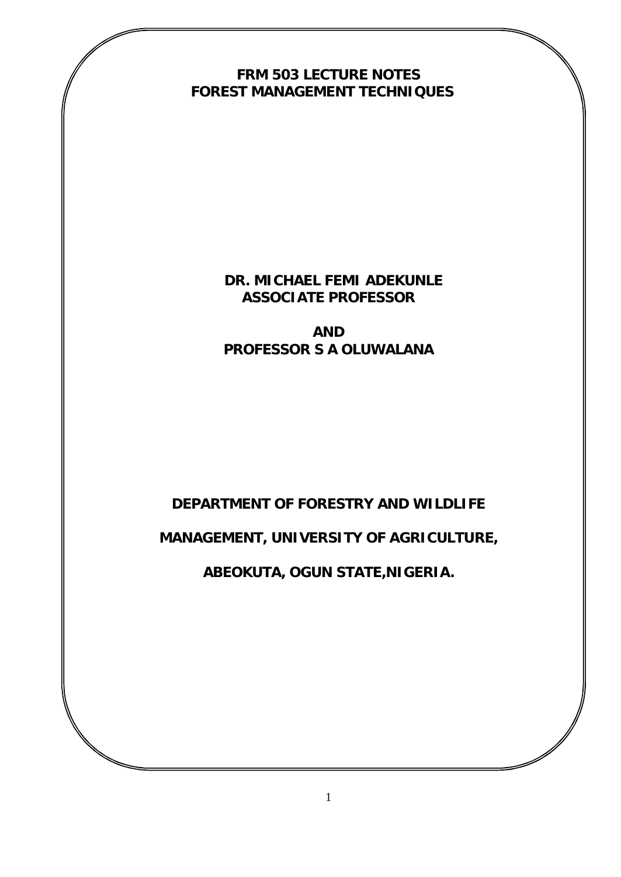# FRM 503 LECTURE NOTES
# FOREST MANAGEMENT TECHNIQUES

**DR. MICHAEL FEMI ADEKUNLE**
**ASSOCIATE PROFESSOR**

**AND**
**PROFESSOR S A OLUWALANA**

**DEPARTMENT OF FORESTRY AND WILDLIFE MANAGEMENT, UNIVERSITY OF AGRICULTURE, ABEOKUTA, OGUN STATE,NIGERIA.**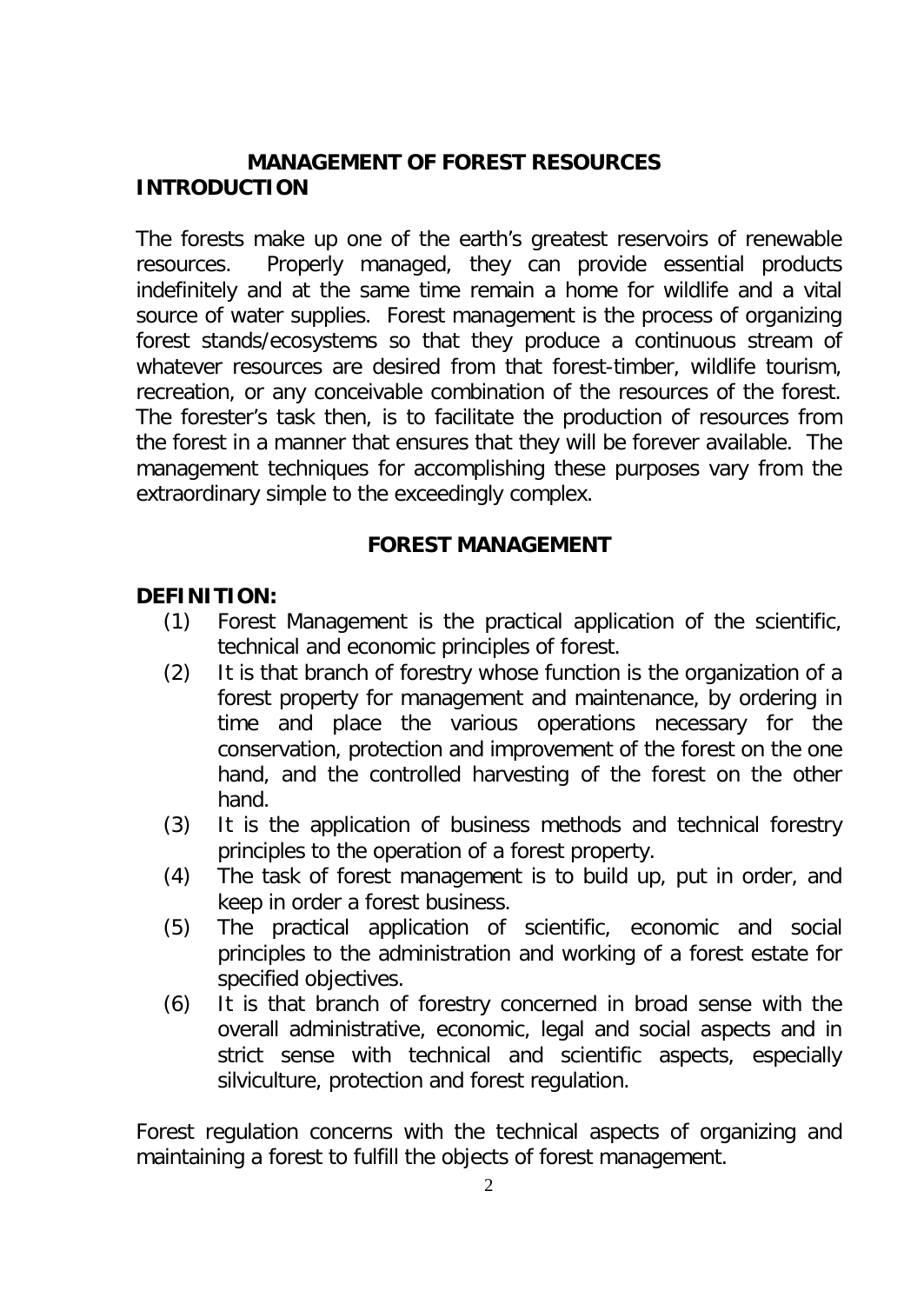# MANAGEMENT OF FOREST RESOURCES

## INTRODUCTION

The forests make up one of the earth's greatest reservoirs of renewable resources. Properly managed, they can provide essential products indefinitely and at the same time remain a home for wildlife and a vital source of water supplies. Forest management is the process of organizing forest stands/ecosystems so that they produce a continuous stream of whatever resources are desired from that forest-timber, wildlife tourism, recreation, or any conceivable combination of the resources of the forest. The forester's task then, is to facilitate the production of resources from the forest in a manner that ensures that they will be forever available. The management techniques for accomplishing these purposes vary from the extraordinary simple to the exceedingly complex.

## FOREST MANAGEMENT

**DEFINITION:**

(1) Forest Management is the practical application of the scientific, technical and economic principles of forest.

(2) It is that branch of forestry whose function is the organization of a forest property for management and maintenance, by ordering in time and place the various operations necessary for the conservation, protection and improvement of the forest on the one hand, and the controlled harvesting of the forest on the other hand.

(3) It is the application of business methods and technical forestry principles to the operation of a forest property.

(4) The task of forest management is to build up, put in order, and keep in order a forest business.

(5) The practical application of scientific, economic and social principles to the administration and working of a forest estate for specified objectives.

(6) It is that branch of forestry concerned in broad sense with the overall administrative, economic, legal and social aspects and in strict sense with technical and scientific aspects, especially silviculture, protection and forest regulation.

Forest regulation concerns with the technical aspects of organizing and maintaining a forest to fulfill the objects of forest management.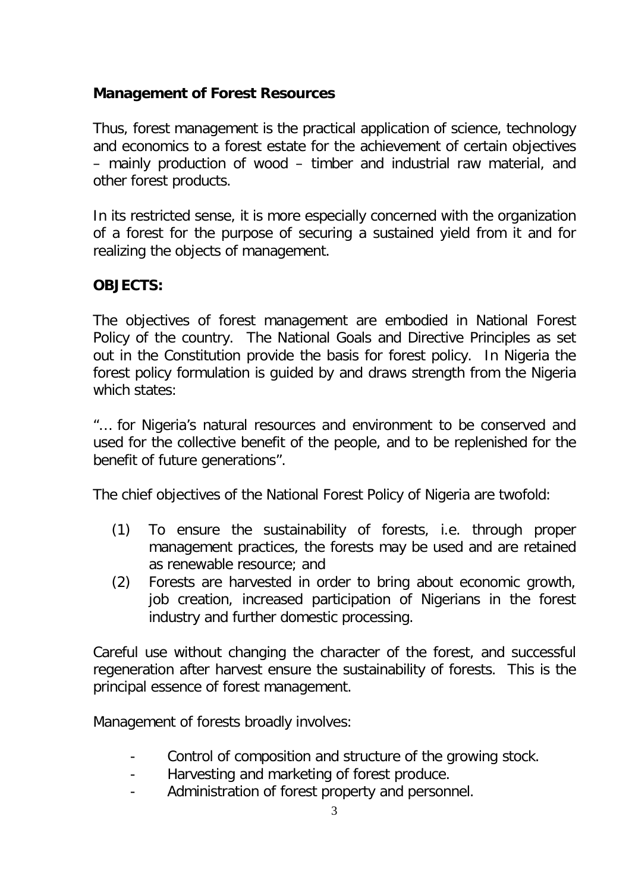**Management of Forest Resources**

Thus, forest management is the practical application of science, technology and economics to a forest estate for the achievement of certain objectives – mainly production of wood – timber and industrial raw material, and other forest products.

In its restricted sense, it is more especially concerned with the organization of a forest for the purpose of securing a sustained yield from it and for realizing the objects of management.

**OBJECTS:**

The objectives of forest management are embodied in National Forest Policy of the country. The National Goals and Directive Principles as set out in the Constitution provide the basis for forest policy. In Nigeria the forest policy formulation is guided by and draws strength from the Nigeria which states:

"… for Nigeria's natural resources and environment to be conserved and used for the collective benefit of the people, and to be replenished for the benefit of future generations".

The chief objectives of the National Forest Policy of Nigeria are twofold:

(1) To ensure the sustainability of forests, i.e. through proper management practices, the forests may be used and are retained as renewable resource; and
(2) Forests are harvested in order to bring about economic growth, job creation, increased participation of Nigerians in the forest industry and further domestic processing.

Careful use without changing the character of the forest, and successful regeneration after harvest ensure the sustainability of forests. This is the principal essence of forest management.

Management of forests broadly involves:

- Control of composition and structure of the growing stock.
- Harvesting and marketing of forest produce.
- Administration of forest property and personnel.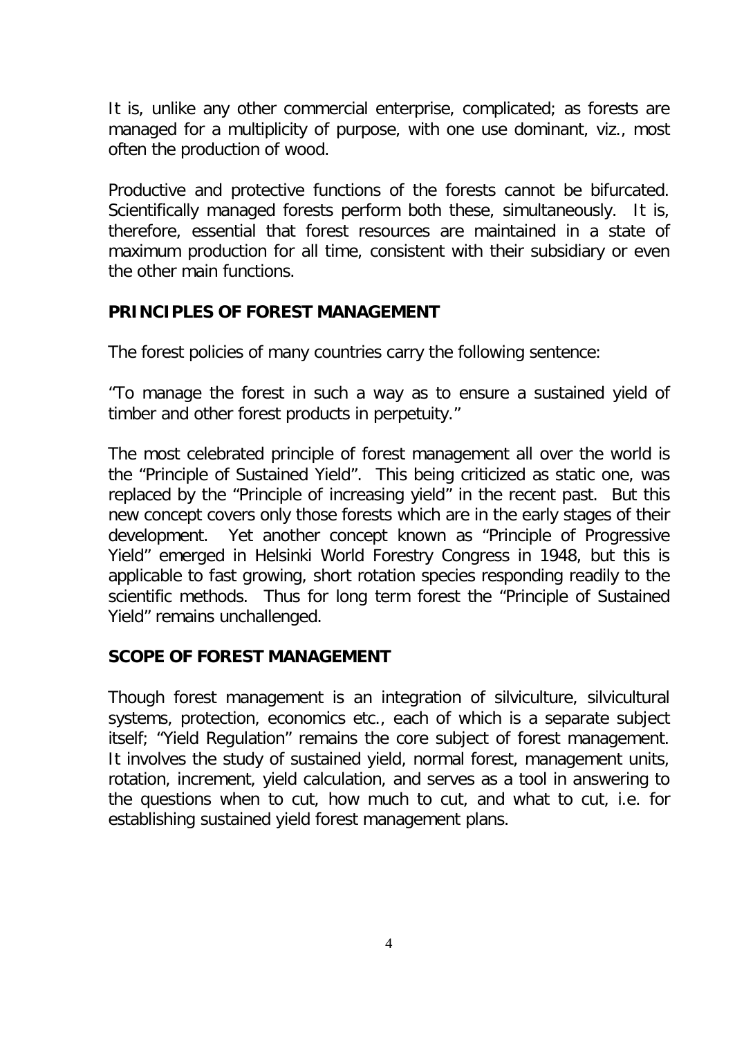It is, unlike any other commercial enterprise, complicated; as forests are managed for a multiplicity of purpose, with one use dominant, viz., most often the production of wood.

Productive and protective functions of the forests cannot be bifurcated. Scientifically managed forests perform both these, simultaneously. It is, therefore, essential that forest resources are maintained in a state of maximum production for all time, consistent with their subsidiary or even the other main functions.

## PRINCIPLES OF FOREST MANAGEMENT

The forest policies of many countries carry the following sentence:

"To manage the forest in such a way as to ensure a sustained yield of timber and other forest products in perpetuity."

The most celebrated principle of forest management all over the world is the "Principle of Sustained Yield". This being criticized as static one, was replaced by the "Principle of increasing yield" in the recent past. But this new concept covers only those forests which are in the early stages of their development. Yet another concept known as "Principle of Progressive Yield" emerged in Helsinki World Forestry Congress in 1948, but this is applicable to fast growing, short rotation species responding readily to the scientific methods. Thus for long term forest the "Principle of Sustained Yield" remains unchallenged.

## SCOPE OF FOREST MANAGEMENT

Though forest management is an integration of silviculture, silvicultural systems, protection, economics etc., each of which is a separate subject itself; "Yield Regulation" remains the core subject of forest management. It involves the study of sustained yield, normal forest, management units, rotation, increment, yield calculation, and serves as a tool in answering to the questions when to cut, how much to cut, and what to cut, i.e. for establishing sustained yield forest management plans.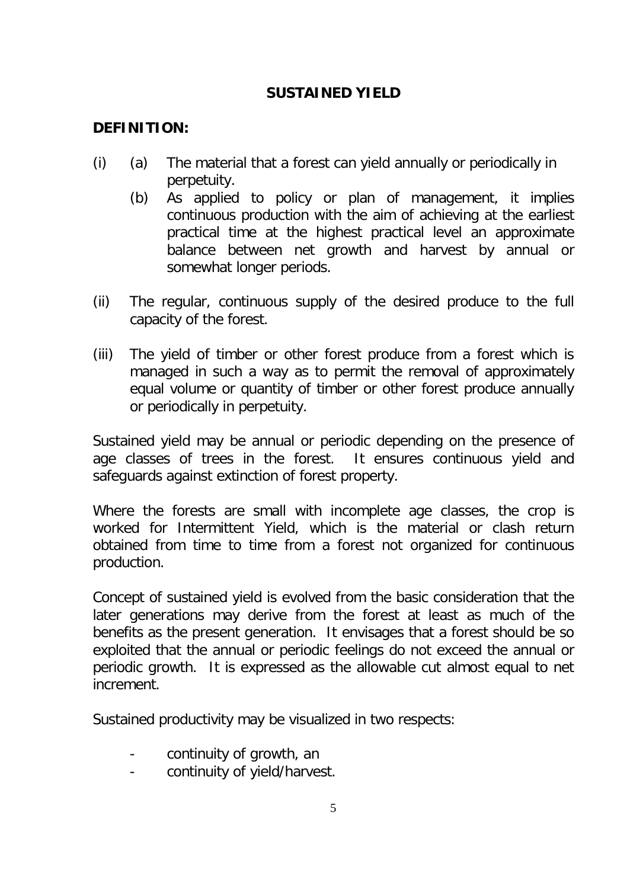## SUSTAINED YIELD

**DEFINITION:**

(i) (a) The material that a forest can yield annually or periodically in perpetuity.

(b) As applied to policy or plan of management, it implies continuous production with the aim of achieving at the earliest practical time at the highest practical level an approximate balance between net growth and harvest by annual or somewhat longer periods.

(ii) The regular, continuous supply of the desired produce to the full capacity of the forest.

(iii) The yield of timber or other forest produce from a forest which is managed in such a way as to permit the removal of approximately equal volume or quantity of timber or other forest produce annually or periodically in perpetuity.

Sustained yield may be annual or periodic depending on the presence of age classes of trees in the forest. It ensures continuous yield and safeguards against extinction of forest property.

Where the forests are small with incomplete age classes, the crop is worked for Intermittent Yield, which is the material or clash return obtained from time to time from a forest not organized for continuous production.

Concept of sustained yield is evolved from the basic consideration that the later generations may derive from the forest at least as much of the benefits as the present generation. It envisages that a forest should be so exploited that the annual or periodic feelings do not exceed the annual or periodic growth. It is expressed as the allowable cut almost equal to net increment.

Sustained productivity may be visualized in two respects:

- continuity of growth, an
- continuity of yield/harvest.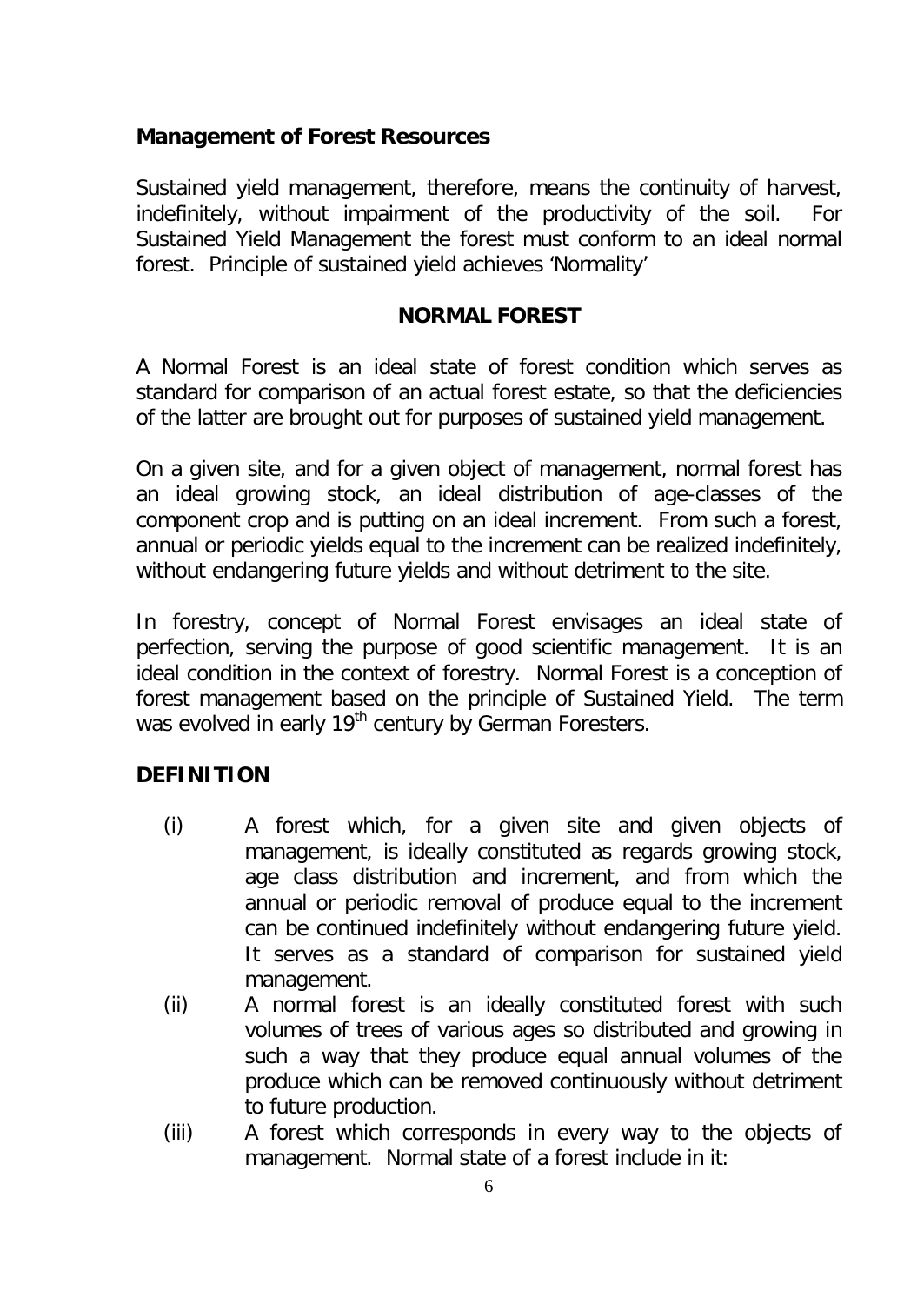**Management of Forest Resources**

Sustained yield management, therefore, means the continuity of harvest, indefinitely, without impairment of the productivity of the soil. For Sustained Yield Management the forest must conform to an ideal normal forest. Principle of sustained yield achieves 'Normality'

**NORMAL FOREST**

A Normal Forest is an ideal state of forest condition which serves as standard for comparison of an actual forest estate, so that the deficiencies of the latter are brought out for purposes of sustained yield management.

On a given site, and for a given object of management, normal forest has an ideal growing stock, an ideal distribution of age-classes of the component crop and is putting on an ideal increment. From such a forest, annual or periodic yields equal to the increment can be realized indefinitely, without endangering future yields and without detriment to the site.

In forestry, concept of Normal Forest envisages an ideal state of perfection, serving the purpose of good scientific management. It is an ideal condition in the context of forestry. Normal Forest is a conception of forest management based on the principle of Sustained Yield. The term was evolved in early 19th century by German Foresters.

**DEFINITION**

(i) A forest which, for a given site and given objects of management, is ideally constituted as regards growing stock, age class distribution and increment, and from which the annual or periodic removal of produce equal to the increment can be continued indefinitely without endangering future yield. It serves as a standard of comparison for sustained yield management.

(ii) A normal forest is an ideally constituted forest with such volumes of trees of various ages so distributed and growing in such a way that they produce equal annual volumes of the produce which can be removed continuously without detriment to future production.

(iii) A forest which corresponds in every way to the objects of management. Normal state of a forest include in it: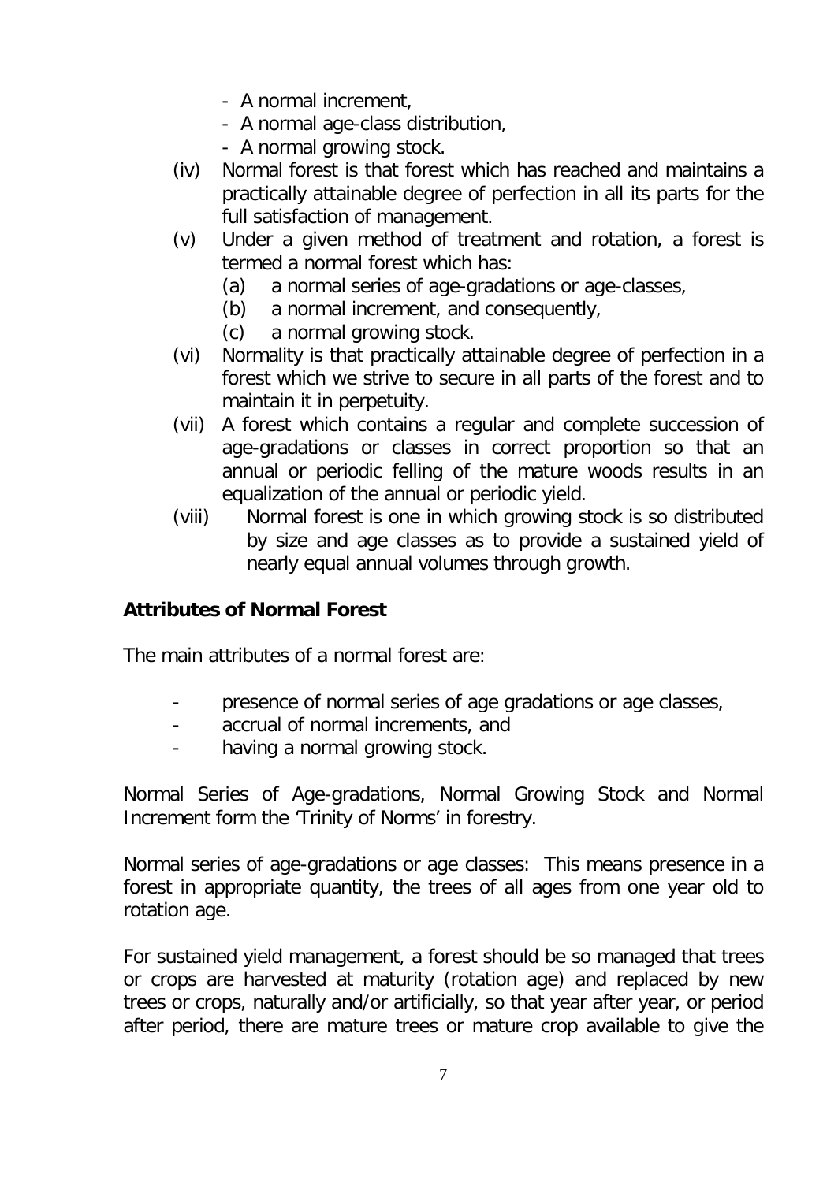- A normal increment,
- A normal age-class distribution,
- A normal growing stock.

(iv) Normal forest is that forest which has reached and maintains a practically attainable degree of perfection in all its parts for the full satisfaction of management.

(v) Under a given method of treatment and rotation, a forest is termed a normal forest which has:
   - (a) a normal series of age-gradations or age-classes,
   - (b) a normal increment, and consequently,
   - (c) a normal growing stock.

(vi) Normality is that practically attainable degree of perfection in a forest which we strive to secure in all parts of the forest and to maintain it in perpetuity.

(vii) A forest which contains a regular and complete succession of age-gradations or classes in correct proportion so that an annual or periodic felling of the mature woods results in an equalization of the annual or periodic yield.

(viii) Normal forest is one in which growing stock is so distributed by size and age classes as to provide a sustained yield of nearly equal annual volumes through growth.

**Attributes of Normal Forest**

The main attributes of a normal forest are:

- presence of normal series of age gradations or age classes,
- accrual of normal increments, and
- having a normal growing stock.

Normal Series of Age-gradations, Normal Growing Stock and Normal Increment form the 'Trinity of Norms' in forestry.

Normal series of age-gradations or age classes: This means presence in a forest in appropriate quantity, the trees of all ages from one year old to rotation age.

For sustained yield management, a forest should be so managed that trees or crops are harvested at maturity (rotation age) and replaced by new trees or crops, naturally and/or artificially, so that year after year, or period after period, there are mature trees or mature crop available to give the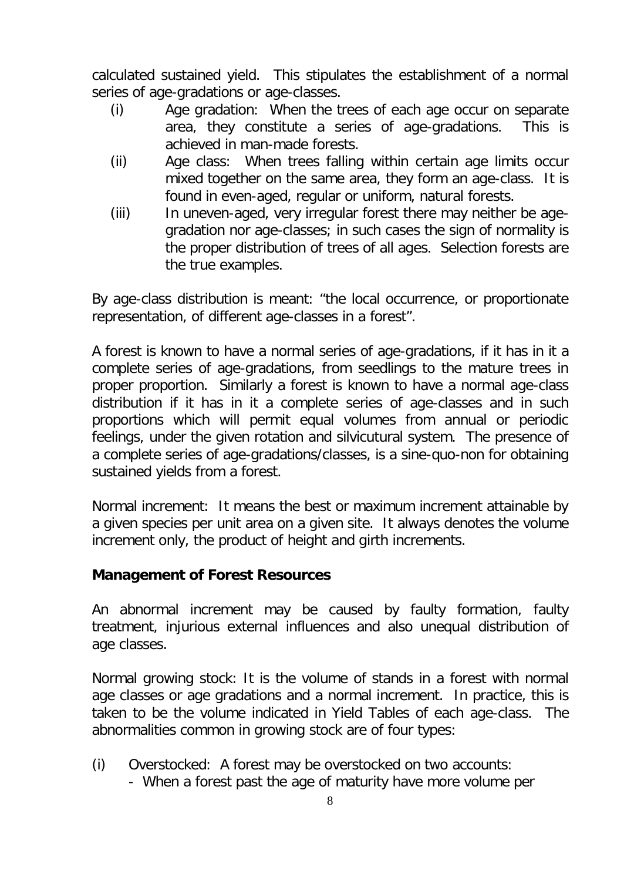calculated sustained yield. This stipulates the establishment of a normal series of age-gradations or age-classes.

(i) Age gradation: When the trees of each age occur on separate area, they constitute a series of age-gradations. This is achieved in man-made forests.

(ii) Age class: When trees falling within certain age limits occur mixed together on the same area, they form an age-class. It is found in even-aged, regular or uniform, natural forests.

(iii) In uneven-aged, very irregular forest there may neither be age-gradation nor age-classes; in such cases the sign of normality is the proper distribution of trees of all ages. Selection forests are the true examples.

By age-class distribution is meant: "the local occurrence, or proportionate representation, of different age-classes in a forest".

A forest is known to have a normal series of age-gradations, if it has in it a complete series of age-gradations, from seedlings to the mature trees in proper proportion. Similarly a forest is known to have a normal age-class distribution if it has in it a complete series of age-classes and in such proportions which will permit equal volumes from annual or periodic feelings, under the given rotation and silvicutural system. The presence of a complete series of age-gradations/classes, is a sine-quo-non for obtaining sustained yields from a forest.

Normal increment: It means the best or maximum increment attainable by a given species per unit area on a given site. It always denotes the volume increment only, the product of height and girth increments.

**Management of Forest Resources**

An abnormal increment may be caused by faulty formation, faulty treatment, injurious external influences and also unequal distribution of age classes.

Normal growing stock: It is the volume of stands in a forest with normal age classes or age gradations and a normal increment. In practice, this is taken to be the volume indicated in Yield Tables of each age-class. The abnormalities common in growing stock are of four types:

(i) Overstocked: A forest may be overstocked on two accounts:
- When a forest past the age of maturity have more volume per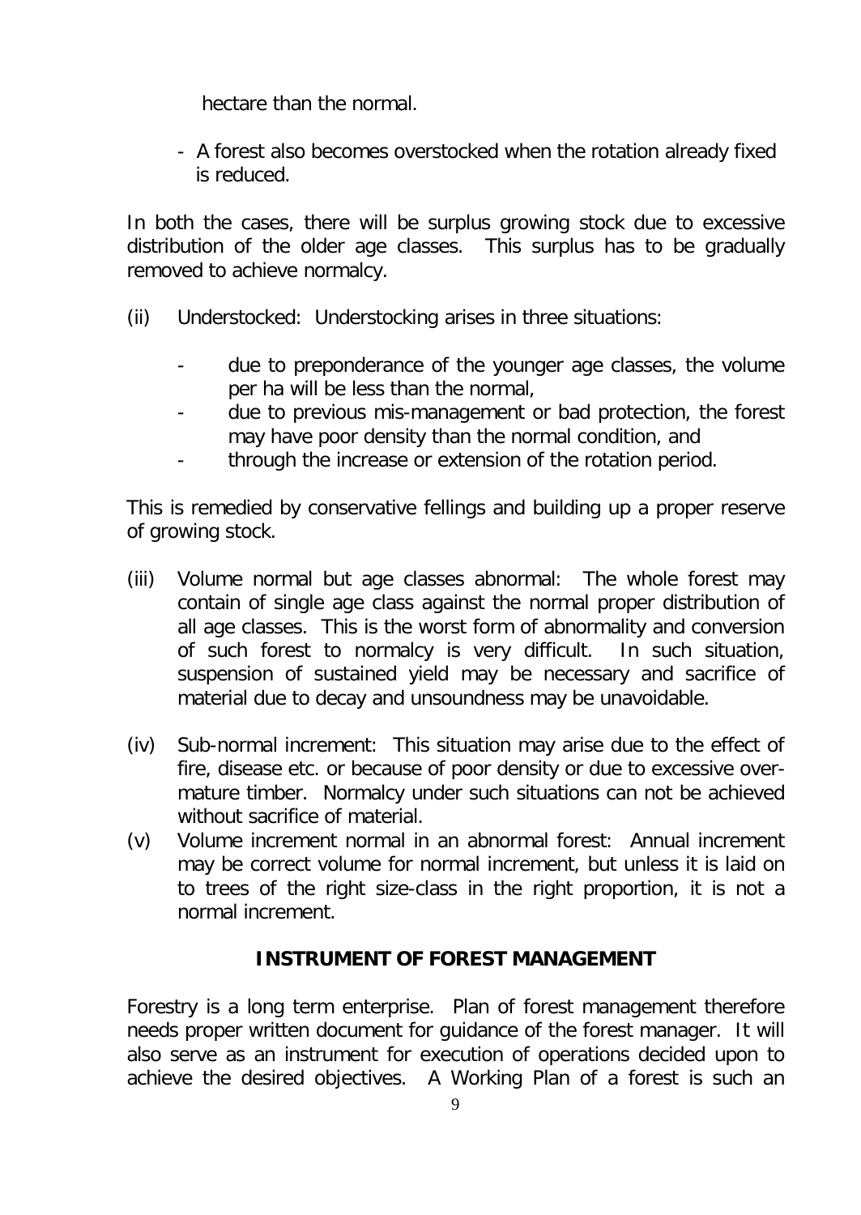hectare than the normal.

- A forest also becomes overstocked when the rotation already fixed is reduced.

In both the cases, there will be surplus growing stock due to excessive distribution of the older age classes. This surplus has to be gradually removed to achieve normalcy.

(ii) Understocked: Understocking arises in three situations:

- due to preponderance of the younger age classes, the volume per ha will be less than the normal,
- due to previous mis-management or bad protection, the forest may have poor density than the normal condition, and
- through the increase or extension of the rotation period.

This is remedied by conservative fellings and building up a proper reserve of growing stock.

(iii) Volume normal but age classes abnormal: The whole forest may contain of single age class against the normal proper distribution of all age classes. This is the worst form of abnormality and conversion of such forest to normalcy is very difficult. In such situation, suspension of sustained yield may be necessary and sacrifice of material due to decay and unsoundness may be unavoidable.

(iv) Sub-normal increment: This situation may arise due to the effect of fire, disease etc. or because of poor density or due to excessive over-mature timber. Normalcy under such situations can not be achieved without sacrifice of material.

(v) Volume increment normal in an abnormal forest: Annual increment may be correct volume for normal increment, but unless it is laid on to trees of the right size-class in the right proportion, it is not a normal increment.

## INSTRUMENT OF FOREST MANAGEMENT

Forestry is a long term enterprise. Plan of forest management therefore needs proper written document for guidance of the forest manager. It will also serve as an instrument for execution of operations decided upon to achieve the desired objectives. A Working Plan of a forest is such an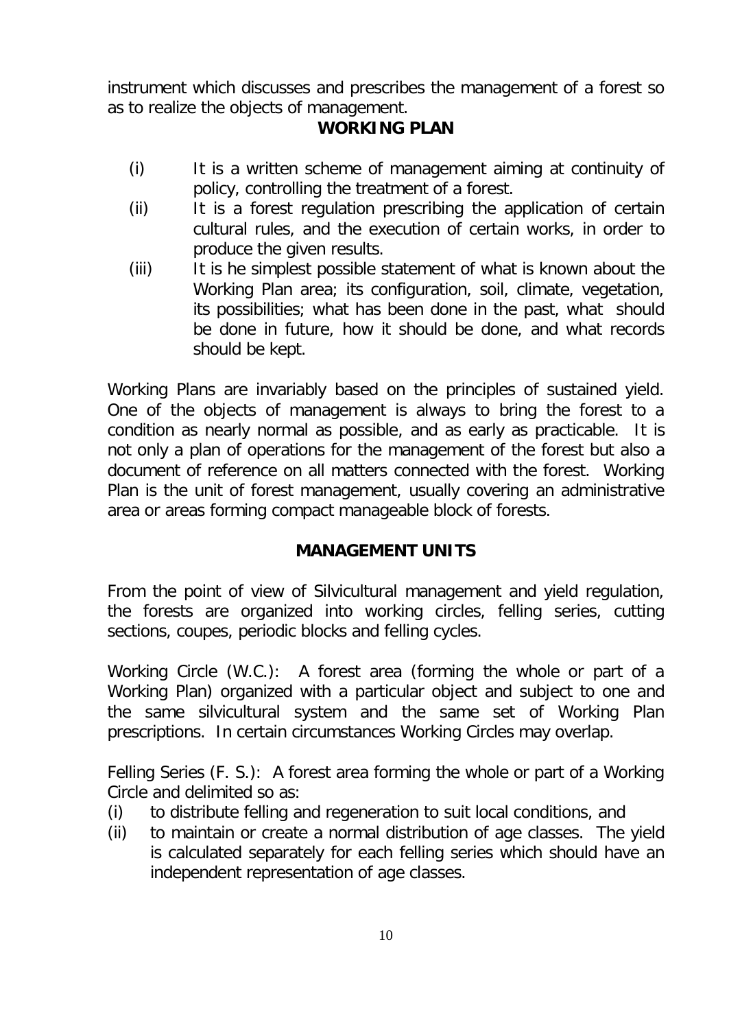instrument which discusses and prescribes the management of a forest so as to realize the objects of management.

## WORKING PLAN

(i) It is a written scheme of management aiming at continuity of policy, controlling the treatment of a forest.

(ii) It is a forest regulation prescribing the application of certain cultural rules, and the execution of certain works, in order to produce the given results.

(iii) It is he simplest possible statement of what is known about the Working Plan area; its configuration, soil, climate, vegetation, its possibilities; what has been done in the past, what should be done in future, how it should be done, and what records should be kept.

Working Plans are invariably based on the principles of sustained yield. One of the objects of management is always to bring the forest to a condition as nearly normal as possible, and as early as practicable. It is not only a plan of operations for the management of the forest but also a document of reference on all matters connected with the forest. Working Plan is the unit of forest management, usually covering an administrative area or areas forming compact manageable block of forests.

## MANAGEMENT UNITS

From the point of view of Silvicultural management and yield regulation, the forests are organized into working circles, felling series, cutting sections, coupes, periodic blocks and felling cycles.

Working Circle (W.C.): A forest area (forming the whole or part of a Working Plan) organized with a particular object and subject to one and the same silvicultural system and the same set of Working Plan prescriptions. In certain circumstances Working Circles may overlap.

Felling Series (F. S.): A forest area forming the whole or part of a Working Circle and delimited so as:

(i) to distribute felling and regeneration to suit local conditions, and

(ii) to maintain or create a normal distribution of age classes. The yield is calculated separately for each felling series which should have an independent representation of age classes.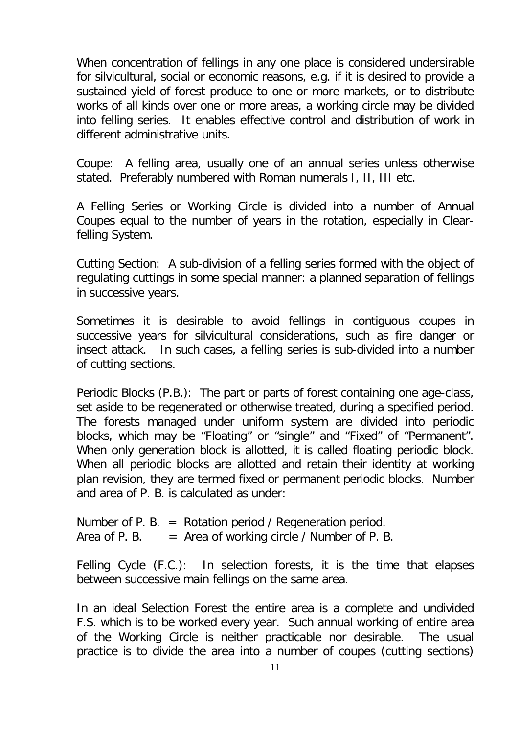When concentration of fellings in any one place is considered undersirable for silvicultural, social or economic reasons, e.g. if it is desired to provide a sustained yield of forest produce to one or more markets, or to distribute works of all kinds over one or more areas, a working circle may be divided into felling series. It enables effective control and distribution of work in different administrative units.

Coupe: A felling area, usually one of an annual series unless otherwise stated. Preferably numbered with Roman numerals I, II, III etc.

A Felling Series or Working Circle is divided into a number of Annual Coupes equal to the number of years in the rotation, especially in Clear-felling System.

Cutting Section: A sub-division of a felling series formed with the object of regulating cuttings in some special manner: a planned separation of fellings in successive years.

Sometimes it is desirable to avoid fellings in contiguous coupes in successive years for silvicultural considerations, such as fire danger or insect attack. In such cases, a felling series is sub-divided into a number of cutting sections.

Periodic Blocks (P.B.): The part or parts of forest containing one age-class, set aside to be regenerated or otherwise treated, during a specified period. The forests managed under uniform system are divided into periodic blocks, which may be "Floating" or "single" and "Fixed" of "Permanent". When only generation block is allotted, it is called floating periodic block. When all periodic blocks are allotted and retain their identity at working plan revision, they are termed fixed or permanent periodic blocks. Number and area of P. B. is calculated as under:

Number of P. B. = Rotation period / Regeneration period.
Area of P. B. = Area of working circle / Number of P. B.

Felling Cycle (F.C.): In selection forests, it is the time that elapses between successive main fellings on the same area.

In an ideal Selection Forest the entire area is a complete and undivided F.S. which is to be worked every year. Such annual working of entire area of the Working Circle is neither practicable nor desirable. The usual practice is to divide the area into a number of coupes (cutting sections)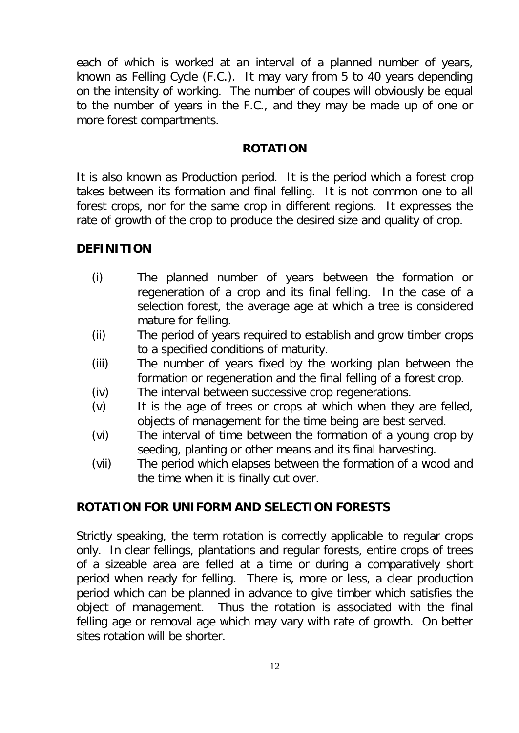each of which is worked at an interval of a planned number of years, known as Felling Cycle (F.C.). It may vary from 5 to 40 years depending on the intensity of working. The number of coupes will obviously be equal to the number of years in the F.C., and they may be made up of one or more forest compartments.

## ROTATION

It is also known as Production period. It is the period which a forest crop takes between its formation and final felling. It is not common one to all forest crops, nor for the same crop in different regions. It expresses the rate of growth of the crop to produce the desired size and quality of crop.

### DEFINITION

(i) The planned number of years between the formation or regeneration of a crop and its final felling. In the case of a selection forest, the average age at which a tree is considered mature for felling.

(ii) The period of years required to establish and grow timber crops to a specified conditions of maturity.

(iii) The number of years fixed by the working plan between the formation or regeneration and the final felling of a forest crop.

(iv) The interval between successive crop regenerations.

(v) It is the age of trees or crops at which when they are felled, objects of management for the time being are best served.

(vi) The interval of time between the formation of a young crop by seeding, planting or other means and its final harvesting.

(vii) The period which elapses between the formation of a wood and the time when it is finally cut over.

### ROTATION FOR UNIFORM AND SELECTION FORESTS

Strictly speaking, the term rotation is correctly applicable to regular crops only. In clear fellings, plantations and regular forests, entire crops of trees of a sizeable area are felled at a time or during a comparatively short period when ready for felling. There is, more or less, a clear production period which can be planned in advance to give timber which satisfies the object of management. Thus the rotation is associated with the final felling age or removal age which may vary with rate of growth. On better sites rotation will be shorter.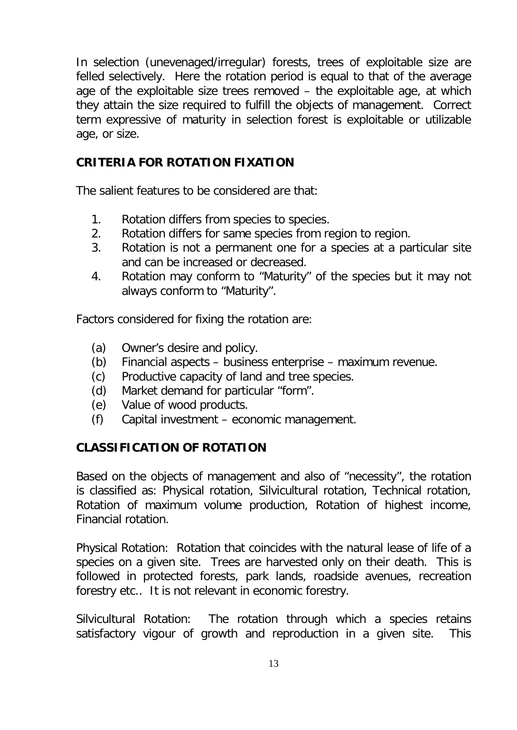In selection (unevenaged/irregular) forests, trees of exploitable size are felled selectively. Here the rotation period is equal to that of the average age of the exploitable size trees removed – the exploitable age, at which they attain the size required to fulfill the objects of management. Correct term expressive of maturity in selection forest is exploitable or utilizable age, or size.

## CRITERIA FOR ROTATION FIXATION

The salient features to be considered are that:

1. Rotation differs from species to species.
2. Rotation differs for same species from region to region.
3. Rotation is not a permanent one for a species at a particular site and can be increased or decreased.
4. Rotation may conform to "Maturity" of the species but it may not always conform to "Maturity".

Factors considered for fixing the rotation are:

(a) Owner's desire and policy.
(b) Financial aspects – business enterprise – maximum revenue.
(c) Productive capacity of land and tree species.
(d) Market demand for particular "form".
(e) Value of wood products.
(f) Capital investment – economic management.

## CLASSIFICATION OF ROTATION

Based on the objects of management and also of "necessity", the rotation is classified as: Physical rotation, Silvicultural rotation, Technical rotation, Rotation of maximum volume production, Rotation of highest income, Financial rotation.

Physical Rotation: Rotation that coincides with the natural lease of life of a species on a given site. Trees are harvested only on their death. This is followed in protected forests, park lands, roadside avenues, recreation forestry etc.. It is not relevant in economic forestry.

Silvicultural Rotation: The rotation through which a species retains satisfactory vigour of growth and reproduction in a given site. This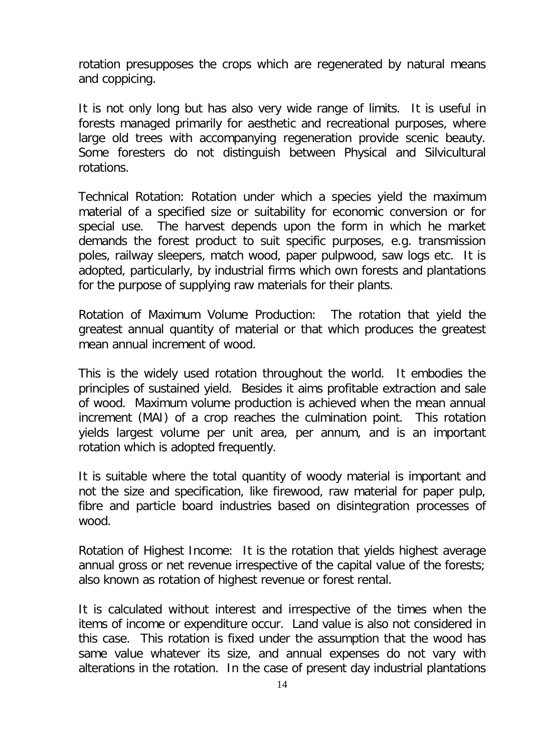rotation presupposes the crops which are regenerated by natural means and coppicing.

It is not only long but has also very wide range of limits. It is useful in forests managed primarily for aesthetic and recreational purposes, where large old trees with accompanying regeneration provide scenic beauty. Some foresters do not distinguish between Physical and Silvicultural rotations.

Technical Rotation: Rotation under which a species yield the maximum material of a specified size or suitability for economic conversion or for special use. The harvest depends upon the form in which he market demands the forest product to suit specific purposes, e.g. transmission poles, railway sleepers, match wood, paper pulpwood, saw logs etc. It is adopted, particularly, by industrial firms which own forests and plantations for the purpose of supplying raw materials for their plants.

Rotation of Maximum Volume Production: The rotation that yield the greatest annual quantity of material or that which produces the greatest mean annual increment of wood.

This is the widely used rotation throughout the world. It embodies the principles of sustained yield. Besides it aims profitable extraction and sale of wood. Maximum volume production is achieved when the mean annual increment (MAI) of a crop reaches the culmination point. This rotation yields largest volume per unit area, per annum, and is an important rotation which is adopted frequently.

It is suitable where the total quantity of woody material is important and not the size and specification, like firewood, raw material for paper pulp, fibre and particle board industries based on disintegration processes of wood.

Rotation of Highest Income: It is the rotation that yields highest average annual gross or net revenue irrespective of the capital value of the forests; also known as rotation of highest revenue or forest rental.

It is calculated without interest and irrespective of the times when the items of income or expenditure occur. Land value is also not considered in this case. This rotation is fixed under the assumption that the wood has same value whatever its size, and annual expenses do not vary with alterations in the rotation. In the case of present day industrial plantations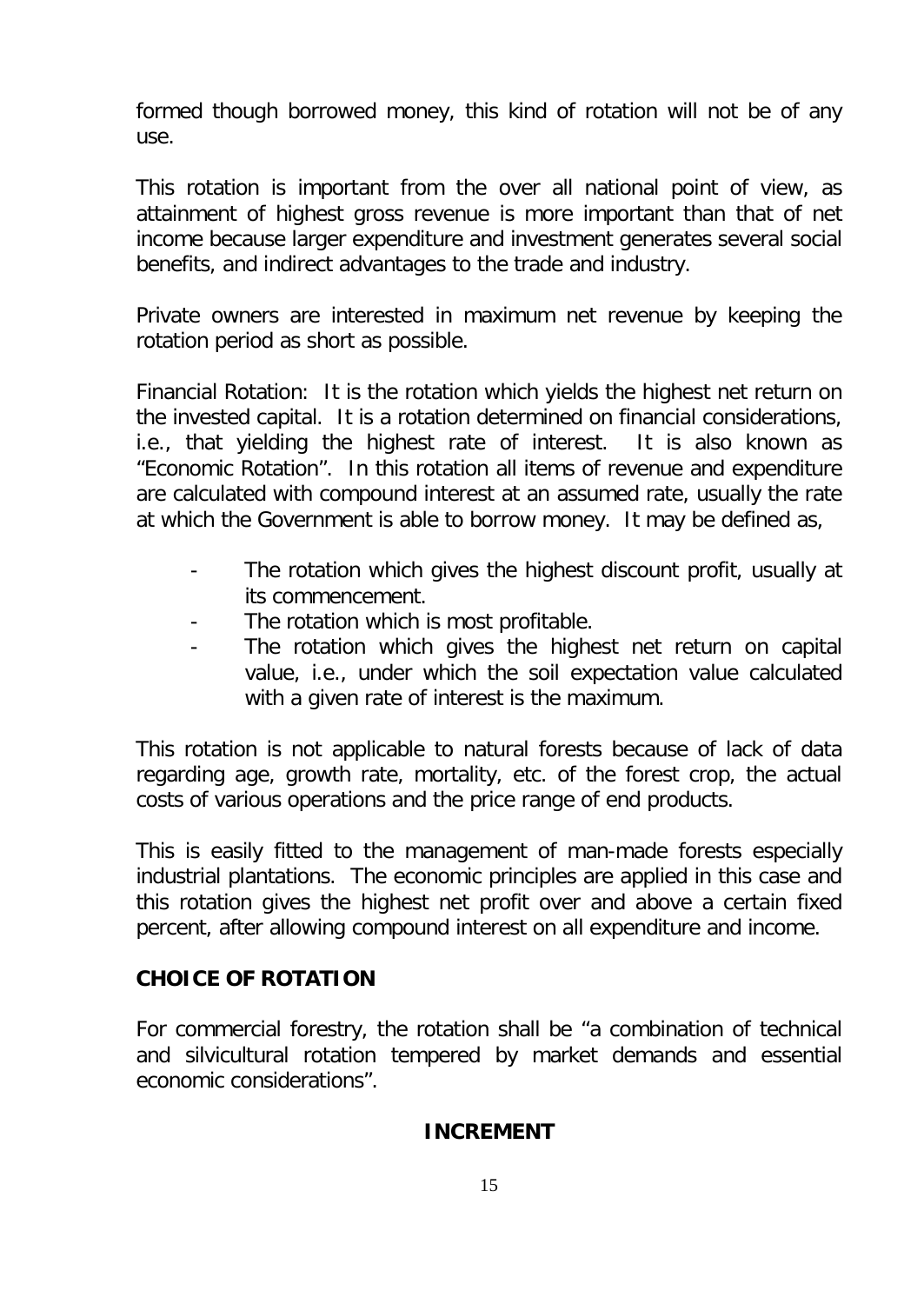formed though borrowed money, this kind of rotation will not be of any use.

This rotation is important from the over all national point of view, as attainment of highest gross revenue is more important than that of net income because larger expenditure and investment generates several social benefits, and indirect advantages to the trade and industry.

Private owners are interested in maximum net revenue by keeping the rotation period as short as possible.

Financial Rotation: It is the rotation which yields the highest net return on the invested capital. It is a rotation determined on financial considerations, i.e., that yielding the highest rate of interest. It is also known as "Economic Rotation". In this rotation all items of revenue and expenditure are calculated with compound interest at an assumed rate, usually the rate at which the Government is able to borrow money. It may be defined as,

- The rotation which gives the highest discount profit, usually at its commencement.
- The rotation which is most profitable.
- The rotation which gives the highest net return on capital value, i.e., under which the soil expectation value calculated with a given rate of interest is the maximum.

This rotation is not applicable to natural forests because of lack of data regarding age, growth rate, mortality, etc. of the forest crop, the actual costs of various operations and the price range of end products.

This is easily fitted to the management of man-made forests especially industrial plantations. The economic principles are applied in this case and this rotation gives the highest net profit over and above a certain fixed percent, after allowing compound interest on all expenditure and income.

## CHOICE OF ROTATION

For commercial forestry, the rotation shall be "a combination of technical and silvicultural rotation tempered by market demands and essential economic considerations".

## INCREMENT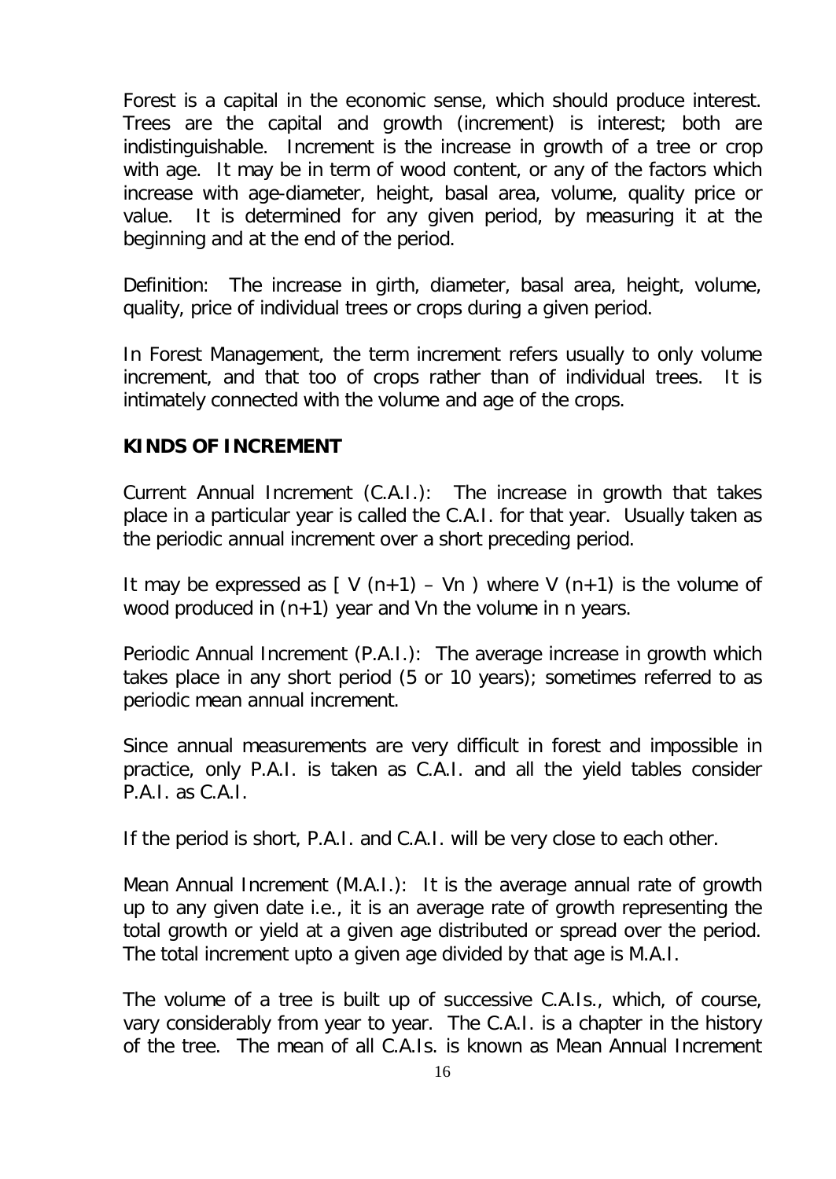Forest is a capital in the economic sense, which should produce interest. Trees are the capital and growth (increment) is interest; both are indistinguishable. Increment is the increase in growth of a tree or crop with age. It may be in term of wood content, or any of the factors which increase with age-diameter, height, basal area, volume, quality price or value. It is determined for any given period, by measuring it at the beginning and at the end of the period.

Definition: The increase in girth, diameter, basal area, height, volume, quality, price of individual trees or crops during a given period.

In Forest Management, the term increment refers usually to only volume increment, and that too of crops rather than of individual trees. It is intimately connected with the volume and age of the crops.

**KINDS OF INCREMENT**

Current Annual Increment (C.A.I.): The increase in growth that takes place in a particular year is called the C.A.I. for that year. Usually taken as the periodic annual increment over a short preceding period.

It may be expressed as $[\ V(n+1) - V_n\ )$ where $V(n+1)$ is the volume of wood produced in $(n+1)$ year and $V_n$ the volume in n years.

Periodic Annual Increment (P.A.I.): The average increase in growth which takes place in any short period (5 or 10 years); sometimes referred to as periodic mean annual increment.

Since annual measurements are very difficult in forest and impossible in practice, only P.A.I. is taken as C.A.I. and all the yield tables consider P.A.I. as C.A.I.

If the period is short, P.A.I. and C.A.I. will be very close to each other.

Mean Annual Increment (M.A.I.): It is the average annual rate of growth up to any given date i.e., it is an average rate of growth representing the total growth or yield at a given age distributed or spread over the period. The total increment upto a given age divided by that age is M.A.I.

The volume of a tree is built up of successive C.A.Is., which, of course, vary considerably from year to year. The C.A.I. is a chapter in the history of the tree. The mean of all C.A.Is. is known as Mean Annual Increment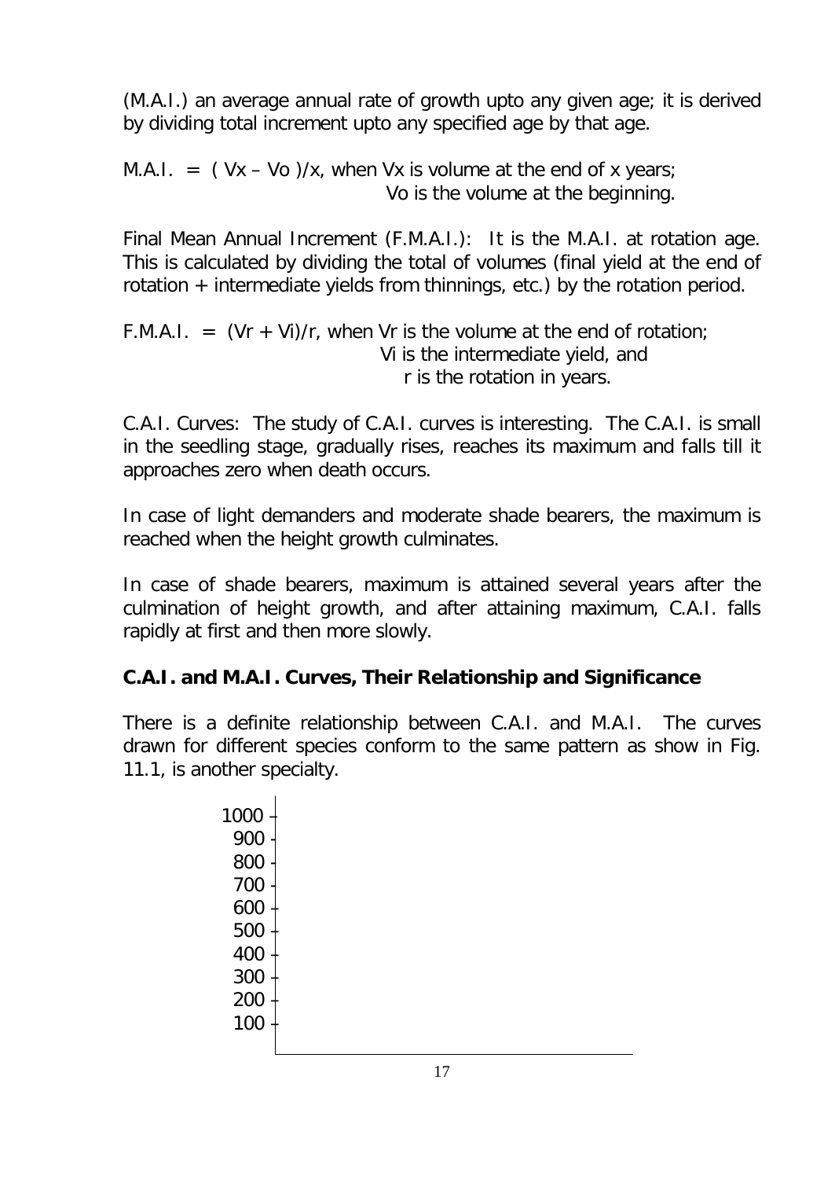(M.A.I.) an average annual rate of growth upto any given age; it is derived by dividing total increment upto any specified age by that age.

M.A.I. = $(V_x - V_o)/x$, when $V_x$ is volume at the end of x years; $V_o$ is the volume at the beginning.

Final Mean Annual Increment (F.M.A.I.): It is the M.A.I. at rotation age. This is calculated by dividing the total of volumes (final yield at the end of rotation + intermediate yields from thinnings, etc.) by the rotation period.

F.M.A.I. = $(V_r + V_i)/r$, when $V_r$ is the volume at the end of rotation; $V_i$ is the intermediate yield, and r is the rotation in years.

C.A.I. Curves: The study of C.A.I. curves is interesting. The C.A.I. is small in the seedling stage, gradually rises, reaches its maximum and falls till it approaches zero when death occurs.

In case of light demanders and moderate shade bearers, the maximum is reached when the height growth culminates.

In case of shade bearers, maximum is attained several years after the culmination of height growth, and after attaining maximum, C.A.I. falls rapidly at first and then more slowly.

## C.A.I. and M.A.I. Curves, Their Relationship and Significance

There is a definite relationship between C.A.I. and M.A.I. The curves drawn for different species conform to the same pattern as show in Fig. 11.1, is another specialty.

1000
900
800
700
600
500
400
300
200
100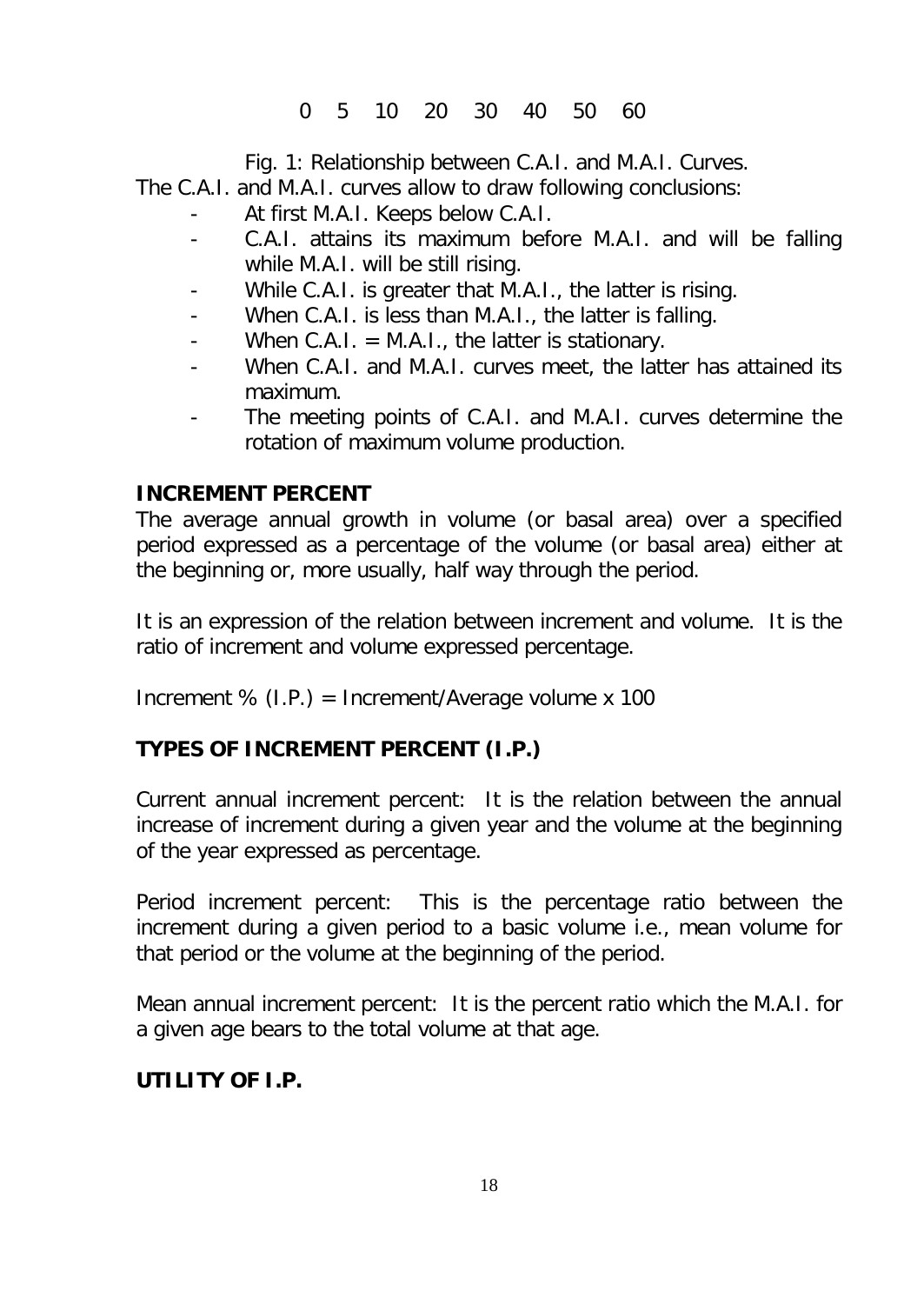0 5 10 20 30 40 50 60

Fig. 1: Relationship between C.A.I. and M.A.I. Curves.

The C.A.I. and M.A.I. curves allow to draw following conclusions:

- At first M.A.I. Keeps below C.A.I.
- C.A.I. attains its maximum before M.A.I. and will be falling while M.A.I. will be still rising.
- While C.A.I. is greater that M.A.I., the latter is rising.
- When C.A.I. is less than M.A.I., the latter is falling.
- When C.A.I. = M.A.I., the latter is stationary.
- When C.A.I. and M.A.I. curves meet, the latter has attained its maximum.
- The meeting points of C.A.I. and M.A.I. curves determine the rotation of maximum volume production.

## INCREMENT PERCENT

The average annual growth in volume (or basal area) over a specified period expressed as a percentage of the volume (or basal area) either at the beginning or, more usually, half way through the period.

It is an expression of the relation between increment and volume. It is the ratio of increment and volume expressed percentage.

Increment % (I.P.) = Increment/Average volume x 100

## TYPES OF INCREMENT PERCENT (I.P.)

Current annual increment percent: It is the relation between the annual increase of increment during a given year and the volume at the beginning of the year expressed as percentage.

Period increment percent: This is the percentage ratio between the increment during a given period to a basic volume i.e., mean volume for that period or the volume at the beginning of the period.

Mean annual increment percent: It is the percent ratio which the M.A.I. for a given age bears to the total volume at that age.

## UTILITY OF I.P.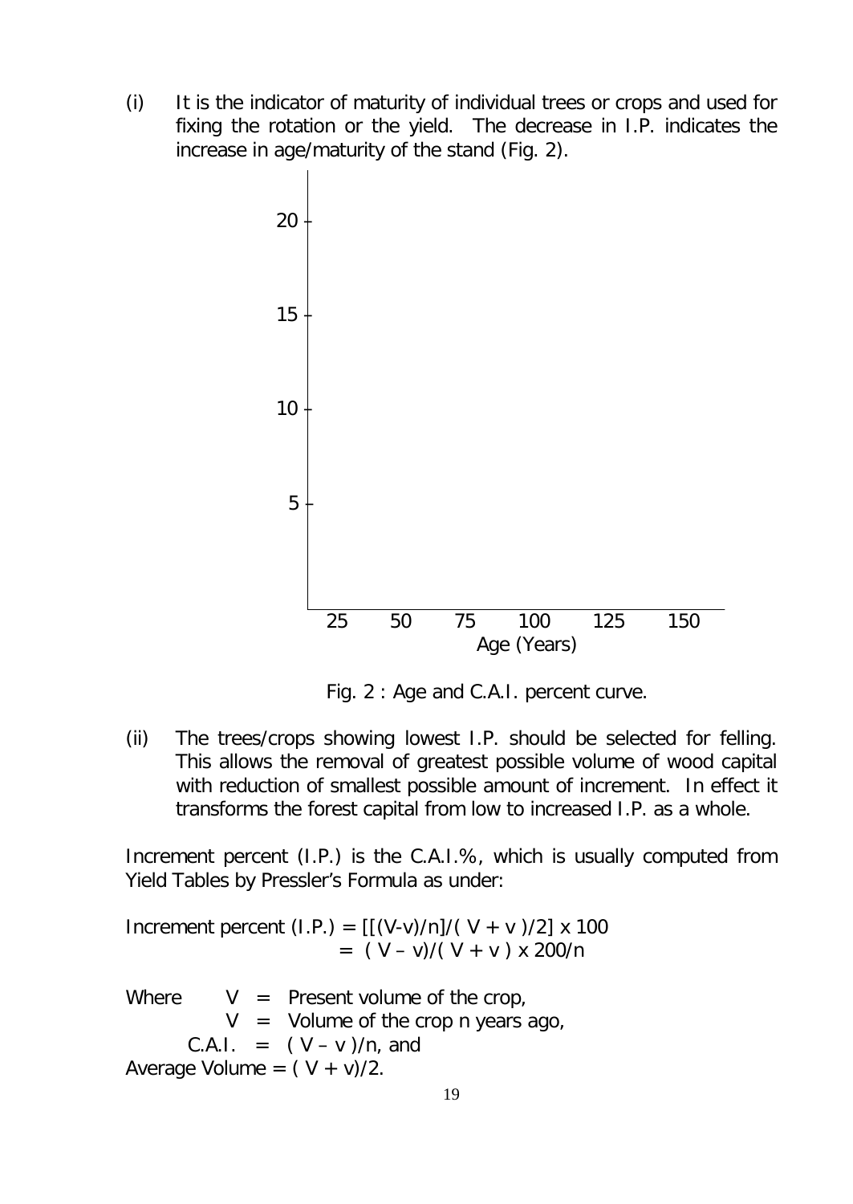(i) It is the indicator of maturity of individual trees or crops and used for fixing the rotation or the yield. The decrease in I.P. indicates the increase in age/maturity of the stand (Fig. 2).

Fig. 2 : Age and C.A.I. percent curve.

(ii) The trees/crops showing lowest I.P. should be selected for felling. This allows the removal of greatest possible volume of wood capital with reduction of smallest possible amount of increment. In effect it transforms the forest capital from low to increased I.P. as a whole.

Increment percent (I.P.) is the C.A.I.%, which is usually computed from Yield Tables by Pressler's Formula as under:

$$\text{Increment percent (I.P.)} = [[(V-v)/n]/(V+v)/2] \times 100$$
$$= (V-v)/(V+v) \times 200/n$$

Where $V$ = Present volume of the crop,

$V$ = Volume of the crop n years ago,

C.A.I. = $(V - v)/n$, and

Average Volume = $(V + v)/2$.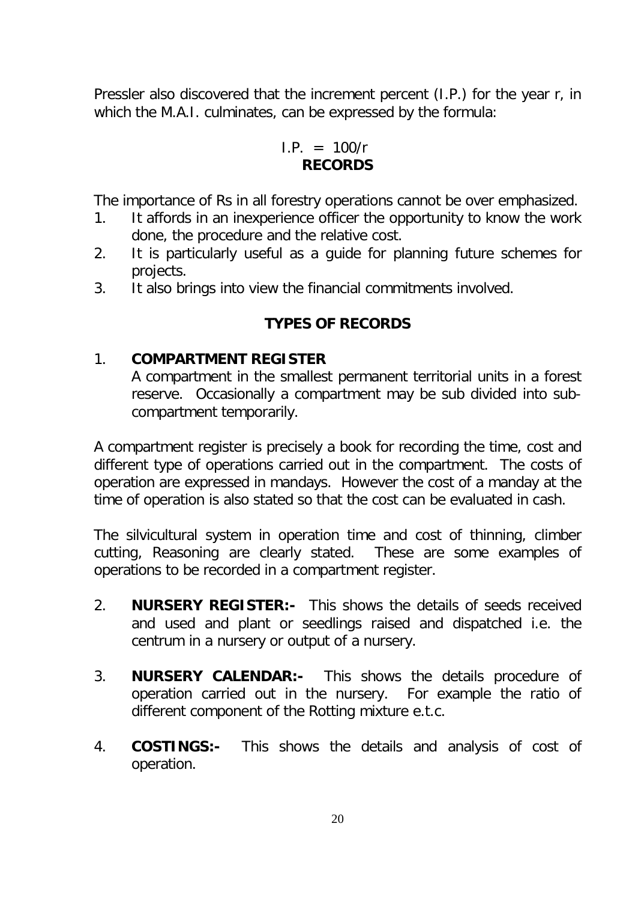Pressler also discovered that the increment percent (I.P.) for the year r, in which the M.A.I. culminates, can be expressed by the formula:

$$I.P. = 100/r$$

## RECORDS

The importance of Rs in all forestry operations cannot be over emphasized.

1. It affords in an inexperience officer the opportunity to know the work done, the procedure and the relative cost.
2. It is particularly useful as a guide for planning future schemes for projects.
3. It also brings into view the financial commitments involved.

## TYPES OF RECORDS

1. **COMPARTMENT REGISTER**
   A compartment in the smallest permanent territorial units in a forest reserve. Occasionally a compartment may be sub divided into sub-compartment temporarily.

A compartment register is precisely a book for recording the time, cost and different type of operations carried out in the compartment. The costs of operation are expressed in mandays. However the cost of a manday at the time of operation is also stated so that the cost can be evaluated in cash.

The silvicultural system in operation time and cost of thinning, climber cutting, Reasoning are clearly stated. These are some examples of operations to be recorded in a compartment register.

2. **NURSERY REGISTER:-** This shows the details of seeds received and used and plant or seedlings raised and dispatched i.e. the centrum in a nursery or output of a nursery.

3. **NURSERY CALENDAR:-** This shows the details procedure of operation carried out in the nursery. For example the ratio of different component of the Rotting mixture e.t.c.

4. **COSTINGS:-** This shows the details and analysis of cost of operation.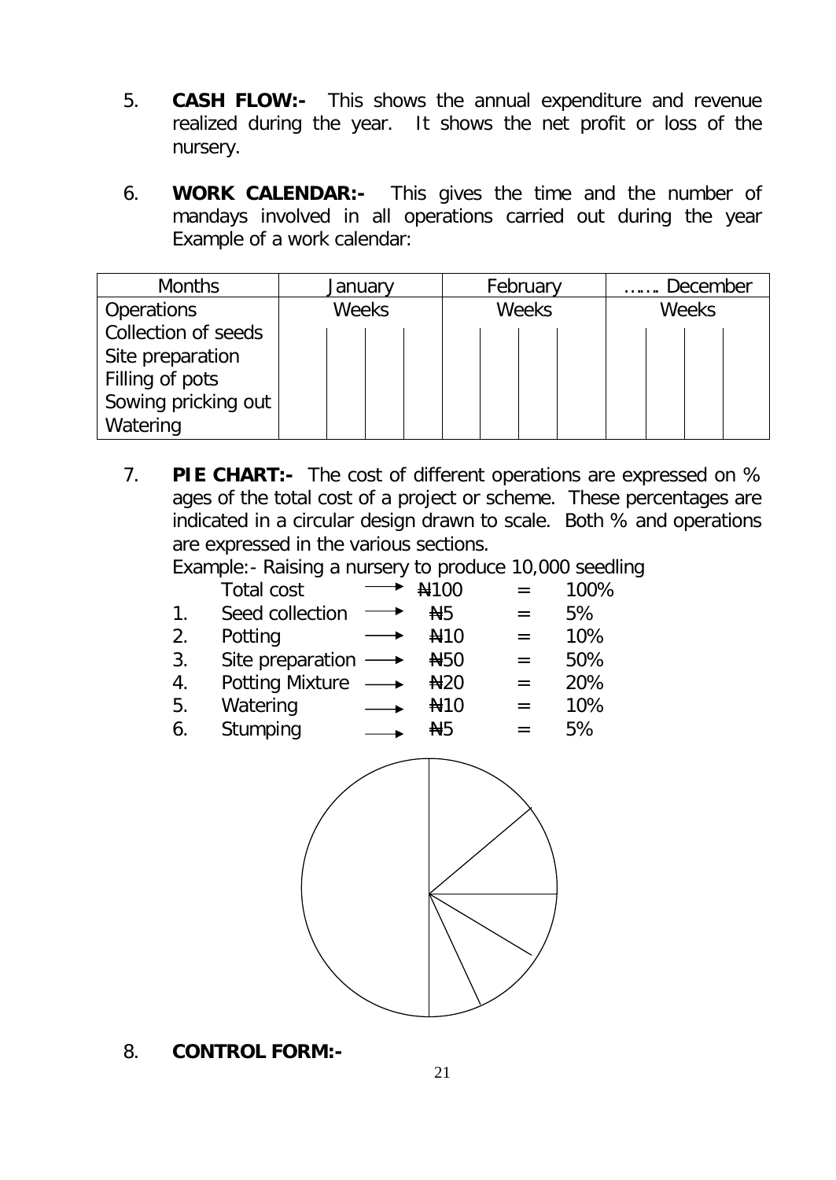5. **CASH FLOW:-** This shows the annual expenditure and revenue realized during the year. It shows the net profit or loss of the nursery.

6. **WORK CALENDAR:-** This gives the time and the number of mandays involved in all operations carried out during the year Example of a work calendar:

| Months | January | | | | February | | | | ……. December | | | |
|---|---|---|---|---|---|---|---|---|---|---|---|---|
| Operations | Weeks | | | | Weeks | | | | Weeks | | | |
| Collection of seeds | | | | | | | | | | | | |
| Site preparation | | | | | | | | | | | | |
| Filling of pots | | | | | | | | | | | | |
| Sowing pricking out | | | | | | | | | | | | |
| Watering | | | | | | | | | | | | |

7. **PIE CHART:-** The cost of different operations are expressed on % ages of the total cost of a project or scheme. These percentages are indicated in a circular design drawn to scale. Both % and operations are expressed in the various sections.

   Example:- Raising a nursery to produce 10,000 seedling

   Total cost → ₦100 = 100%

   1. Seed collection → ₦5 = 5%
   2. Potting → ₦10 = 10%
   3. Site preparation → ₦50 = 50%
   4. Potting Mixture → ₦20 = 20%
   5. Watering → ₦10 = 10%
   6. Stumping → ₦5 = 5%

8. **CONTROL FORM:-**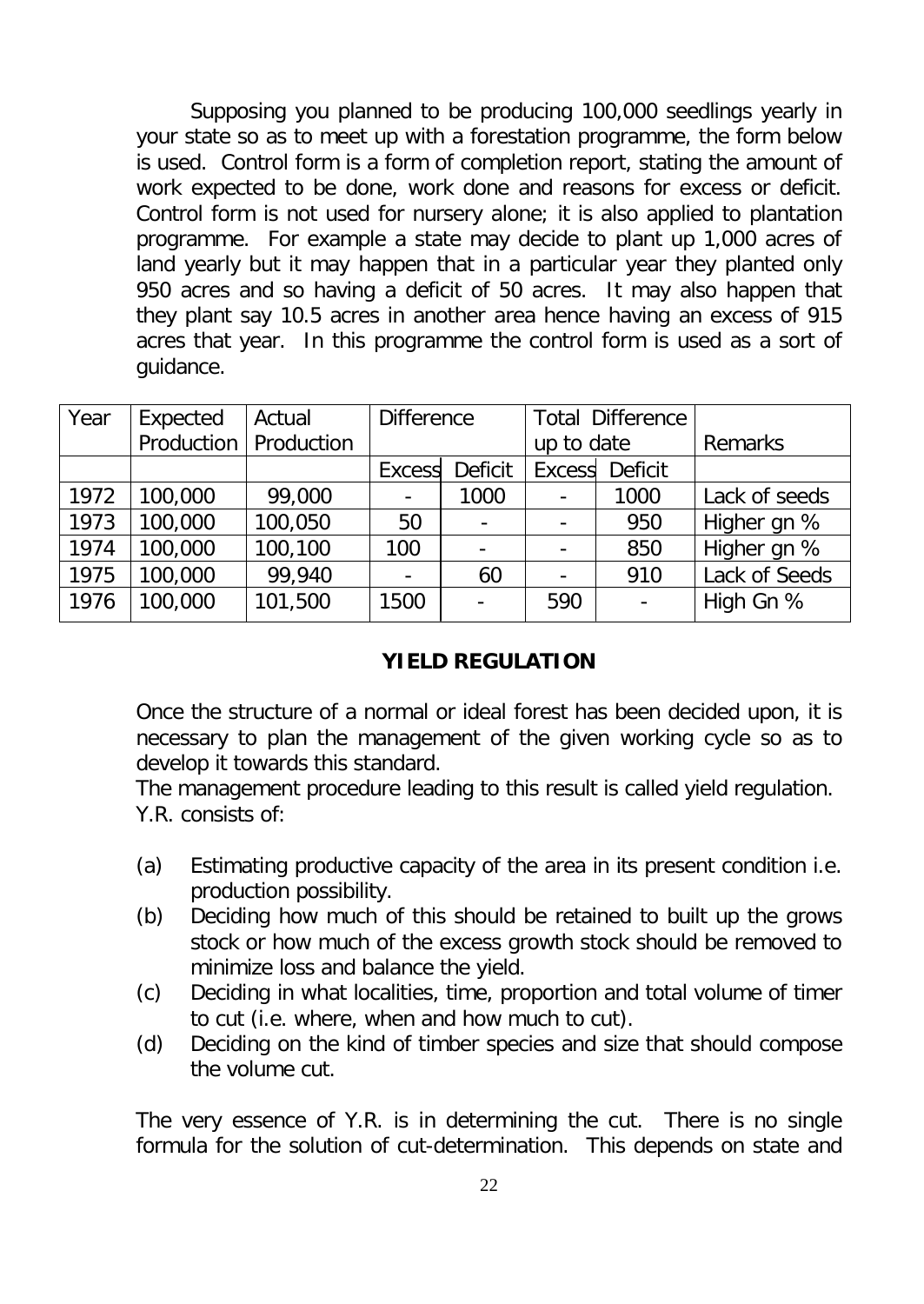Supposing you planned to be producing 100,000 seedlings yearly in your state so as to meet up with a forestation programme, the form below is used. Control form is a form of completion report, stating the amount of work expected to be done, work done and reasons for excess or deficit. Control form is not used for nursery alone; it is also applied to plantation programme. For example a state may decide to plant up 1,000 acres of land yearly but it may happen that in a particular year they planted only 950 acres and so having a deficit of 50 acres. It may also happen that they plant say 10.5 acres in another area hence having an excess of 915 acres that year. In this programme the control form is used as a sort of guidance.

| Year | Expected Production | Actual Production | Difference | | Total Difference up to date | | Remarks |
|---|---|---|---|---|---|---|---|
| | | | Excess | Deficit | Excess | Deficit | |
| 1972 | 100,000 | 99,000 | - | 1000 | - | 1000 | Lack of seeds |
| 1973 | 100,000 | 100,050 | 50 | - | - | 950 | Higher gn % |
| 1974 | 100,000 | 100,100 | 100 | - | - | 850 | Higher gn % |
| 1975 | 100,000 | 99,940 | - | 60 | - | 910 | Lack of Seeds |
| 1976 | 100,000 | 101,500 | 1500 | - | 590 | - | High Gn % |

## YIELD REGULATION

Once the structure of a normal or ideal forest has been decided upon, it is necessary to plan the management of the given working cycle so as to develop it towards this standard.

The management procedure leading to this result is called yield regulation.

Y.R. consists of:

(a) Estimating productive capacity of the area in its present condition i.e. production possibility.

(b) Deciding how much of this should be retained to built up the grows stock or how much of the excess growth stock should be removed to minimize loss and balance the yield.

(c) Deciding in what localities, time, proportion and total volume of timer to cut (i.e. where, when and how much to cut).

(d) Deciding on the kind of timber species and size that should compose the volume cut.

The very essence of Y.R. is in determining the cut. There is no single formula for the solution of cut-determination. This depends on state and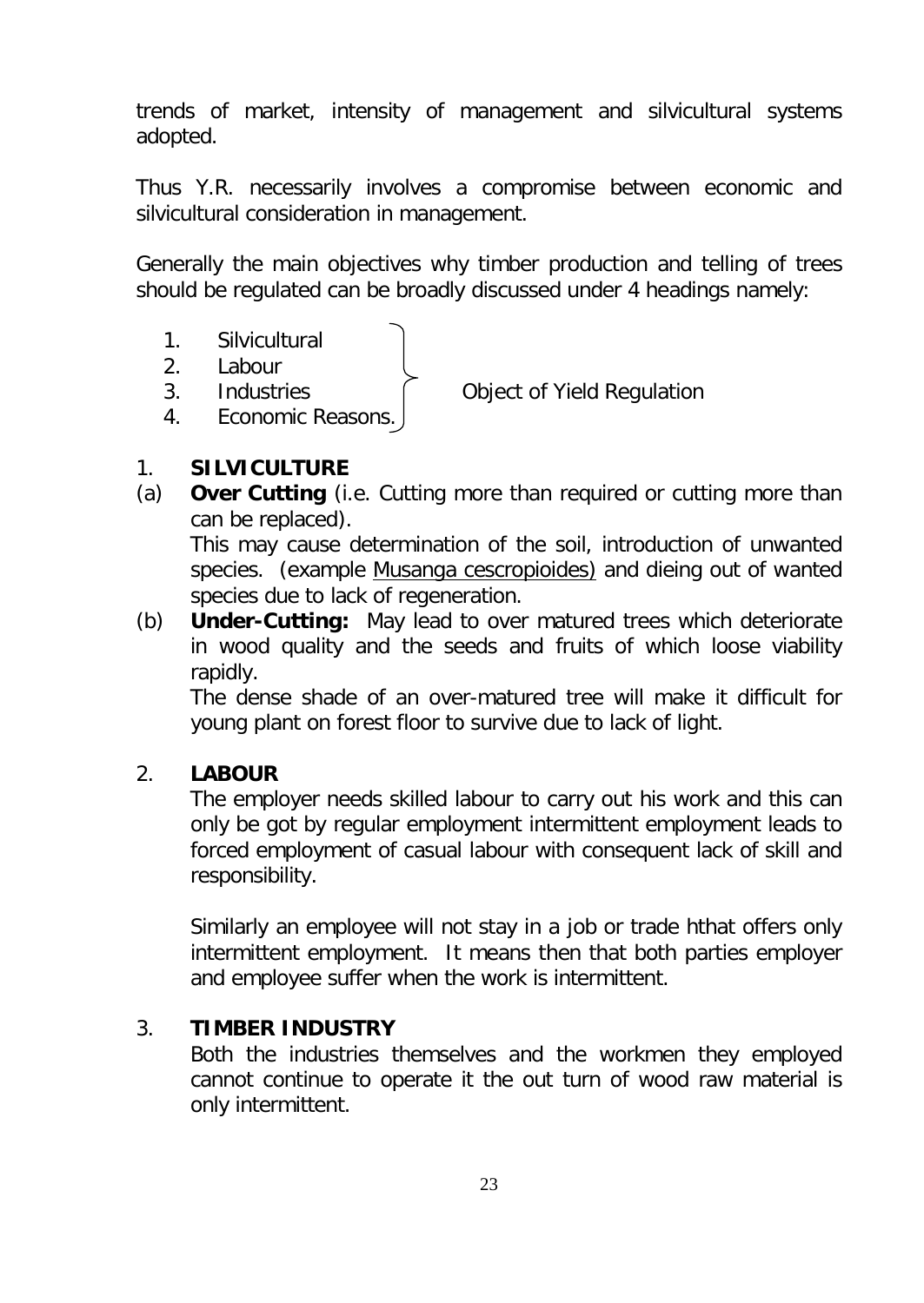trends of market, intensity of management and silvicultural systems adopted.

Thus Y.R. necessarily involves a compromise between economic and silvicultural consideration in management.

Generally the main objectives why timber production and telling of trees should be regulated can be broadly discussed under 4 headings namely:

1. Silvicultural
2. Labour
3. Industries
4. Economic Reasons.

} Object of Yield Regulation

1. **SILVICULTURE**

(a) **Over Cutting** (i.e. Cutting more than required or cutting more than can be replaced).
This may cause determination of the soil, introduction of unwanted species. (example Musanga cescropioides) and dieing out of wanted species due to lack of regeneration.

(b) **Under-Cutting:** May lead to over matured trees which deteriorate in wood quality and the seeds and fruits of which loose viability rapidly.
The dense shade of an over-matured tree will make it difficult for young plant on forest floor to survive due to lack of light.

2. **LABOUR**

The employer needs skilled labour to carry out his work and this can only be got by regular employment intermittent employment leads to forced employment of casual labour with consequent lack of skill and responsibility.

Similarly an employee will not stay in a job or trade hthat offers only intermittent employment. It means then that both parties employer and employee suffer when the work is intermittent.

3. **TIMBER INDUSTRY**

Both the industries themselves and the workmen they employed cannot continue to operate it the out turn of wood raw material is only intermittent.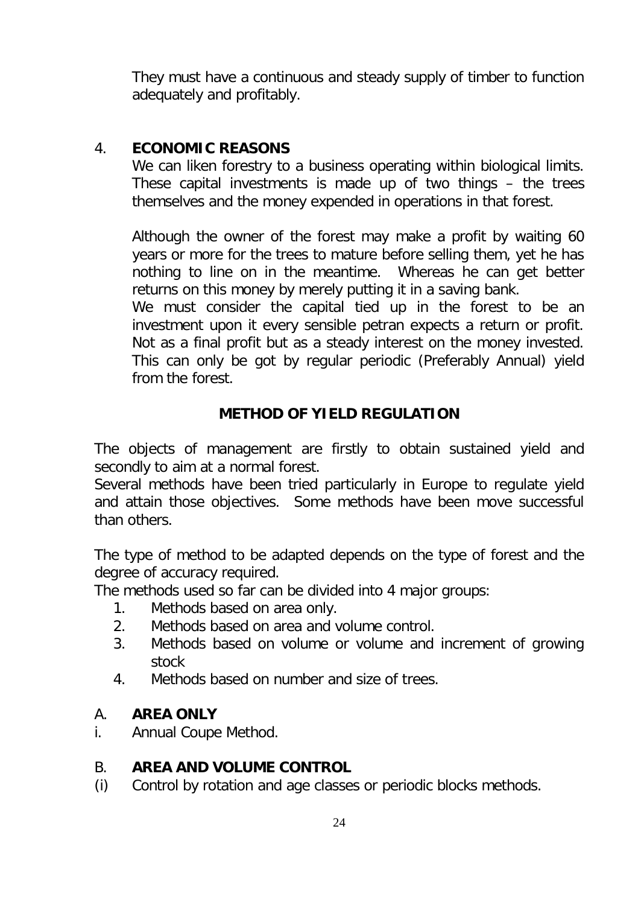They must have a continuous and steady supply of timber to function adequately and profitably.

4. **ECONOMIC REASONS**

We can liken forestry to a business operating within biological limits. These capital investments is made up of two things – the trees themselves and the money expended in operations in that forest.

Although the owner of the forest may make a profit by waiting 60 years or more for the trees to mature before selling them, yet he has nothing to line on in the meantime. Whereas he can get better returns on this money by merely putting it in a saving bank.

We must consider the capital tied up in the forest to be an investment upon it every sensible petran expects a return or profit. Not as a final profit but as a steady interest on the money invested. This can only be got by regular periodic (Preferably Annual) yield from the forest.

## METHOD OF YIELD REGULATION

The objects of management are firstly to obtain sustained yield and secondly to aim at a normal forest.

Several methods have been tried particularly in Europe to regulate yield and attain those objectives. Some methods have been move successful than others.

The type of method to be adapted depends on the type of forest and the degree of accuracy required.

The methods used so far can be divided into 4 major groups:

1. Methods based on area only.
2. Methods based on area and volume control.
3. Methods based on volume or volume and increment of growing stock
4. Methods based on number and size of trees.

A. **AREA ONLY**

i. Annual Coupe Method.

B. **AREA AND VOLUME CONTROL**

(i) Control by rotation and age classes or periodic blocks methods.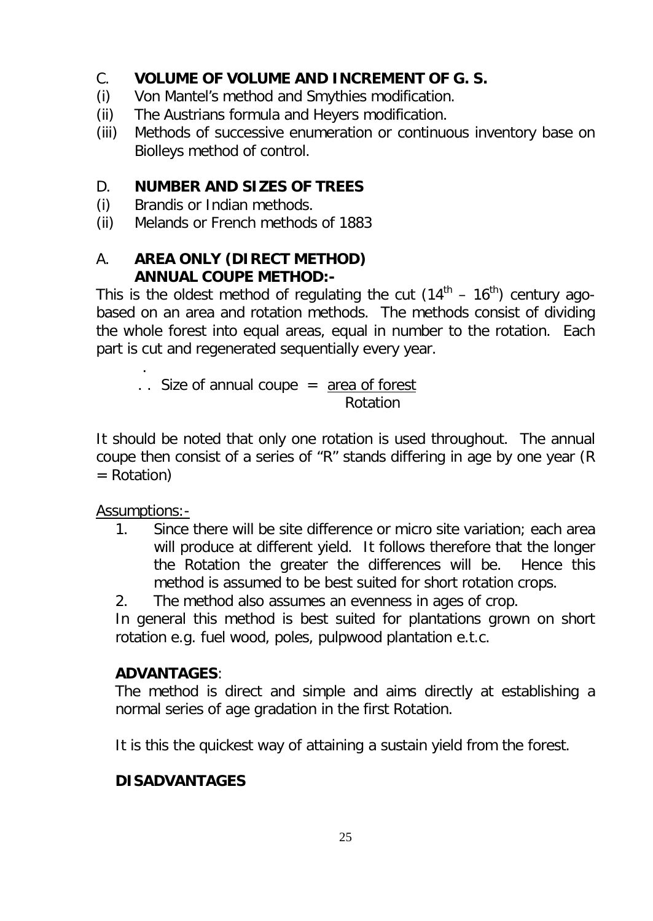## C. VOLUME OF VOLUME AND INCREMENT OF G. S.

(i) Von Mantel's method and Smythies modification.
(ii) The Austrians formula and Heyers modification.
(iii) Methods of successive enumeration or continuous inventory base on Biolleys method of control.

## D. NUMBER AND SIZES OF TREES

(i) Brandis or Indian methods.
(ii) Melands or French methods of 1883

## A. AREA ONLY (DIRECT METHOD)
### ANNUAL COUPE METHOD:-

This is the oldest method of regulating the cut ($14^{th}$ – $16^{th}$) century ago- based on an area and rotation methods. The methods consist of dividing the whole forest into equal areas, equal in number to the rotation. Each part is cut and regenerated sequentially every year.

$$\therefore \text{Size of annual coupe} = \frac{\text{area of forest}}{\text{Rotation}}$$

It should be noted that only one rotation is used throughout. The annual coupe then consist of a series of "R" stands differing in age by one year (R = Rotation)

Assumptions:-

1. Since there will be site difference or micro site variation; each area will produce at different yield. It follows therefore that the longer the Rotation the greater the differences will be. Hence this method is assumed to be best suited for short rotation crops.
2. The method also assumes an evenness in ages of crop.

In general this method is best suited for plantations grown on short rotation e.g. fuel wood, poles, pulpwood plantation e.t.c.

**ADVANTAGES**:

The method is direct and simple and aims directly at establishing a normal series of age gradation in the first Rotation.

It is this the quickest way of attaining a sustain yield from the forest.

**DISADVANTAGES**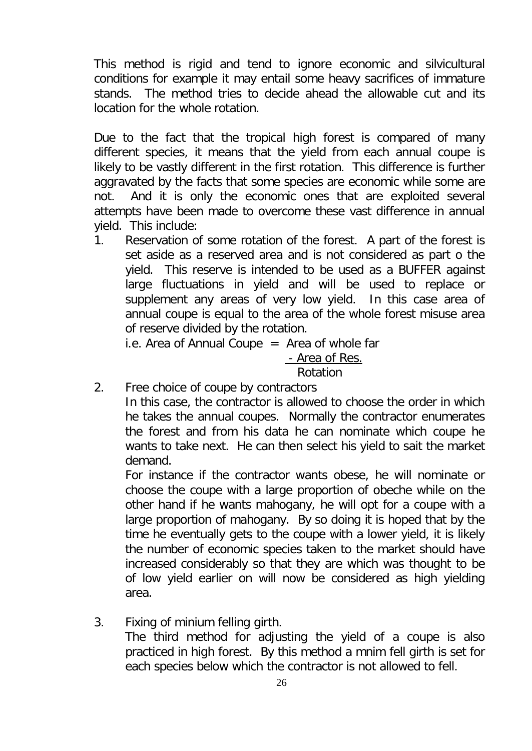This method is rigid and tend to ignore economic and silvicultural conditions for example it may entail some heavy sacrifices of immature stands. The method tries to decide ahead the allowable cut and its location for the whole rotation.

Due to the fact that the tropical high forest is compared of many different species, it means that the yield from each annual coupe is likely to be vastly different in the first rotation. This difference is further aggravated by the facts that some species are economic while some are not. And it is only the economic ones that are exploited several attempts have been made to overcome these vast difference in annual yield. This include:

1. Reservation of some rotation of the forest. A part of the forest is set aside as a reserved area and is not considered as part o the yield. This reserve is intended to be used as a BUFFER against large fluctuations in yield and will be used to replace or supplement any areas of very low yield. In this case area of annual coupe is equal to the area of the whole forest misuse area of reserve divided by the rotation.

   i.e. Area of Annual Coupe = $\frac{\text{Area of whole far} - \text{Area of Res.}}{\text{Rotation}}$

2. Free choice of coupe by contractors

   In this case, the contractor is allowed to choose the order in which he takes the annual coupes. Normally the contractor enumerates the forest and from his data he can nominate which coupe he wants to take next. He can then select his yield to sait the market demand.

   For instance if the contractor wants obese, he will nominate or choose the coupe with a large proportion of obeche while on the other hand if he wants mahogany, he will opt for a coupe with a large proportion of mahogany. By so doing it is hoped that by the time he eventually gets to the coupe with a lower yield, it is likely the number of economic species taken to the market should have increased considerably so that they are which was thought to be of low yield earlier on will now be considered as high yielding area.

3. Fixing of minium felling girth.

   The third method for adjusting the yield of a coupe is also practiced in high forest. By this method a mnim fell girth is set for each species below which the contractor is not allowed to fell.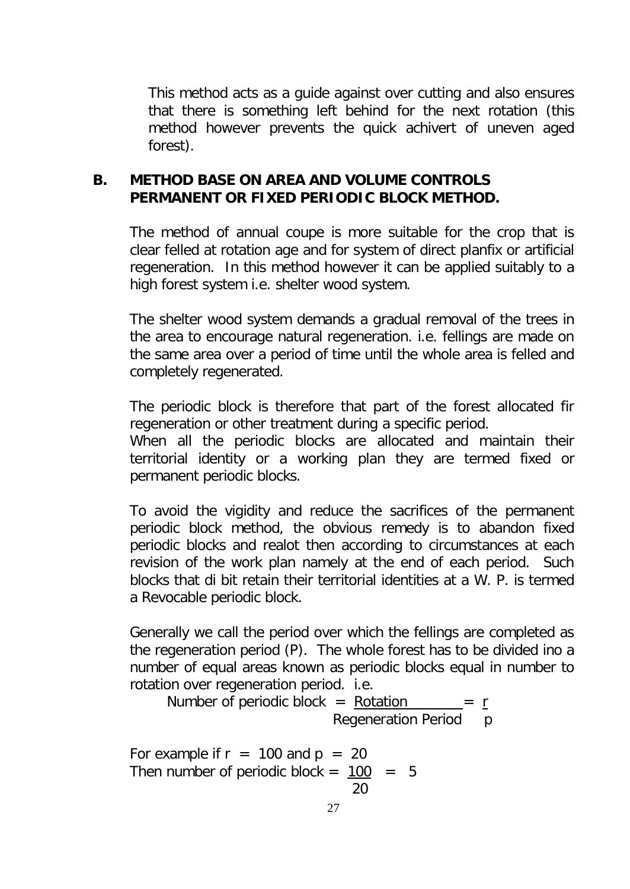This method acts as a guide against over cutting and also ensures that there is something left behind for the next rotation (this method however prevents the quick achivert of uneven aged forest).

## B. METHOD BASE ON AREA AND VOLUME CONTROLS PERMANENT OR FIXED PERIODIC BLOCK METHOD.

The method of annual coupe is more suitable for the crop that is clear felled at rotation age and for system of direct planfix or artificial regeneration. In this method however it can be applied suitably to a high forest system i.e. shelter wood system.

The shelter wood system demands a gradual removal of the trees in the area to encourage natural regeneration. i.e. fellings are made on the same area over a period of time until the whole area is felled and completely regenerated.

The periodic block is therefore that part of the forest allocated fir regeneration or other treatment during a specific period.
When all the periodic blocks are allocated and maintain their territorial identity or a working plan they are termed fixed or permanent periodic blocks.

To avoid the vigidity and reduce the sacrifices of the permanent periodic block method, the obvious remedy is to abandon fixed periodic blocks and realot then according to circumstances at each revision of the work plan namely at the end of each period. Such blocks that di bit retain their territorial identities at a W. P. is termed a Revocable periodic block.

Generally we call the period over which the fellings are completed as the regeneration period (P). The whole forest has to be divided ino a number of equal areas known as periodic blocks equal in number to rotation over regeneration period. i.e.

$$\text{Number of periodic block} = \frac{\text{Rotation}}{\text{Regeneration Period}} = \frac{r}{p}$$

For example if $r = 100$ and $p = 20$
Then number of periodic block $= \frac{100}{20} = 5$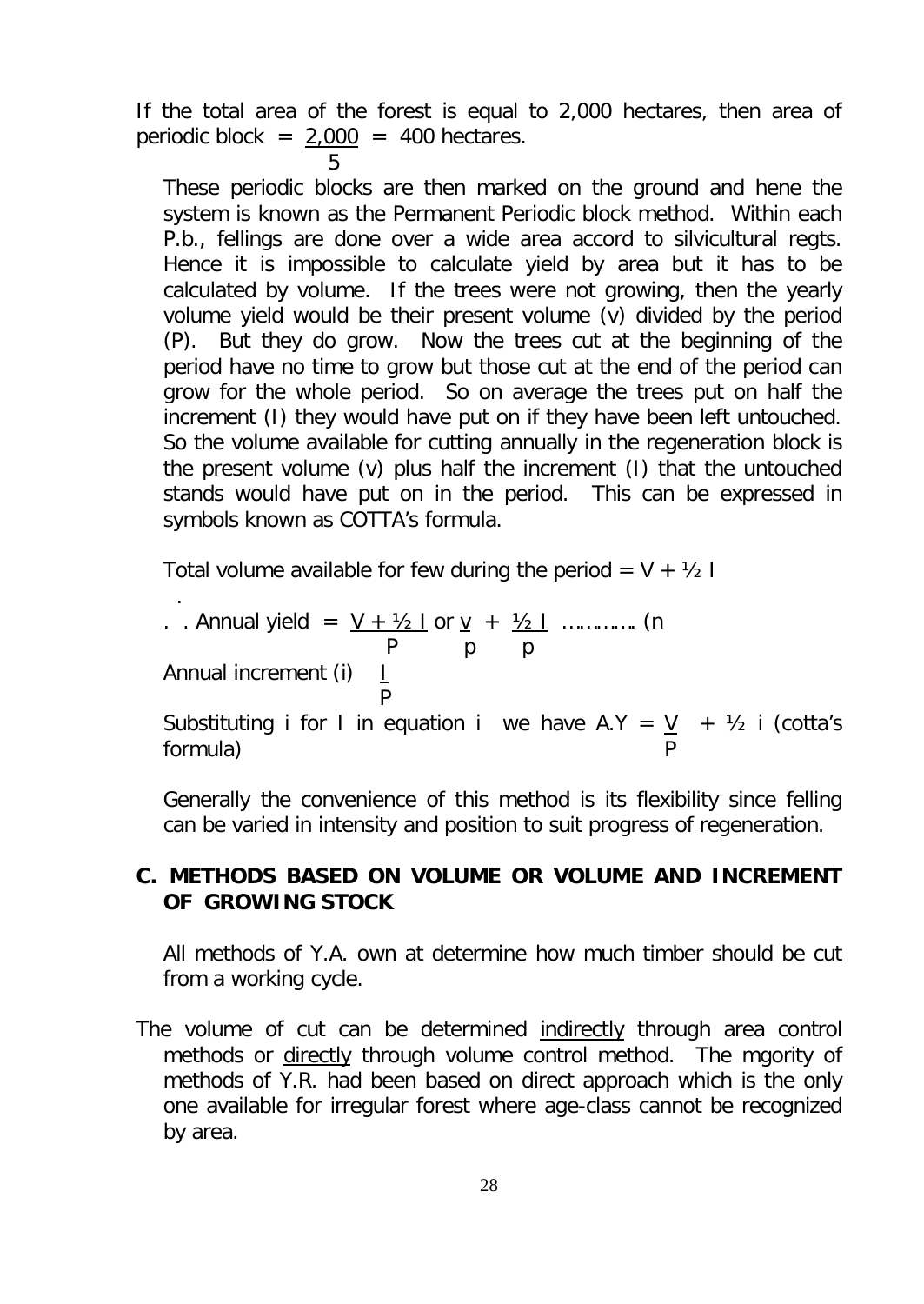If the total area of the forest is equal to 2,000 hectares, then area of periodic block $= \frac{2,000}{5} = 400$ hectares.

These periodic blocks are then marked on the ground and hene the system is known as the Permanent Periodic block method. Within each P.b., fellings are done over a wide area accord to silvicultural reqts. Hence it is impossible to calculate yield by area but it has to be calculated by volume. If the trees were not growing, then the yearly volume yield would be their present volume (v) divided by the period (P). But they do grow. Now the trees cut at the beginning of the period have no time to grow but those cut at the end of the period can grow for the whole period. So on average the trees put on half the increment (I) they would have put on if they have been left untouched. So the volume available for cutting annually in the regeneration block is the present volume (v) plus half the increment (I) that the untouched stands would have put on in the period. This can be expressed in symbols known as COTTA's formula.

Total volume available for few during the period $= V + \frac{1}{2} I$

$\therefore$ Annual yield $= \frac{V + \frac{1}{2} I}{P}$ or $\frac{v}{p} + \frac{\frac{1}{2} I}{p}$ ………… (n

Annual increment (i) $\frac{I}{P}$

Substituting i for I in equation i we have A.Y $= \frac{V}{P} + \frac{1}{2}$ i (cotta's formula)

Generally the convenience of this method is its flexibility since felling can be varied in intensity and position to suit progress of regeneration.

## C. METHODS BASED ON VOLUME OR VOLUME AND INCREMENT OF GROWING STOCK

All methods of Y.A. own at determine how much timber should be cut from a working cycle.

The volume of cut can be determined indirectly through area control methods or directly through volume control method. The mgority of methods of Y.R. had been based on direct approach which is the only one available for irregular forest where age-class cannot be recognized by area.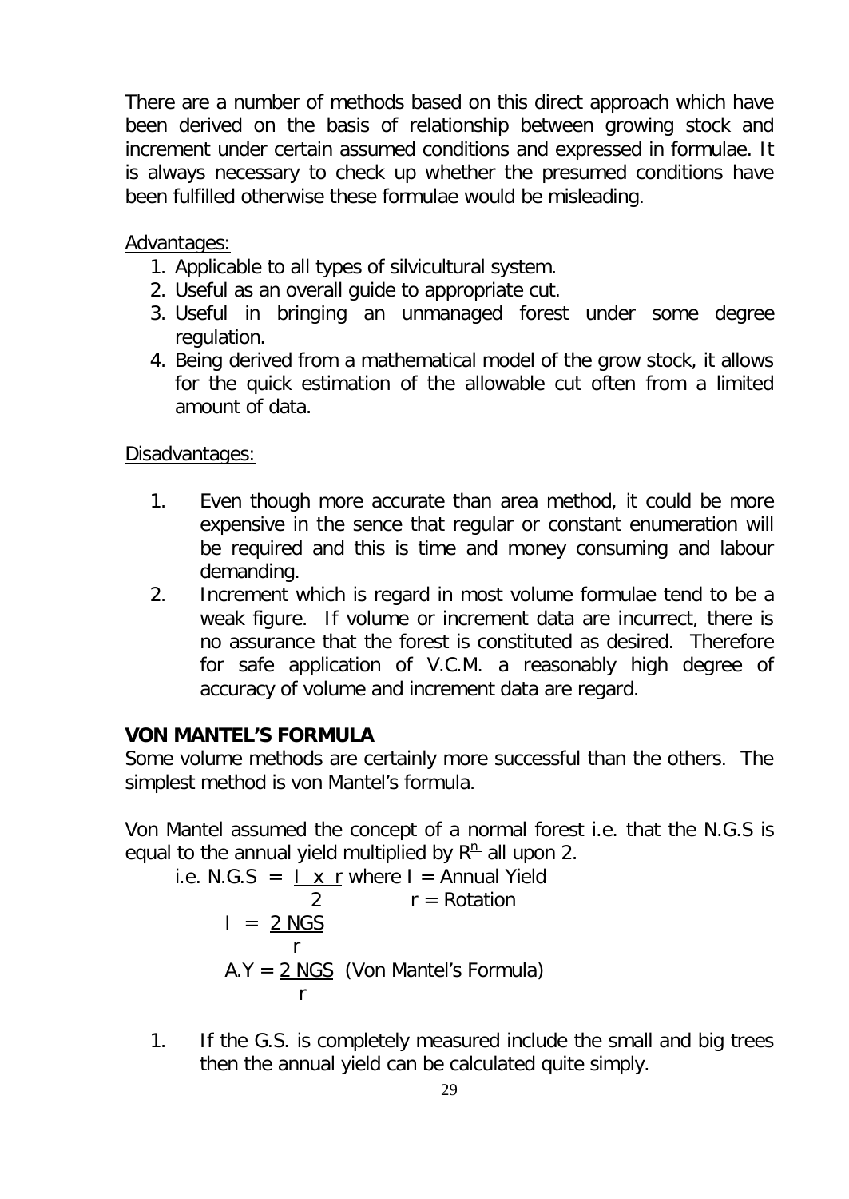There are a number of methods based on this direct approach which have been derived on the basis of relationship between growing stock and increment under certain assumed conditions and expressed in formulae. It is always necessary to check up whether the presumed conditions have been fulfilled otherwise these formulae would be misleading.

Advantages:

1. Applicable to all types of silvicultural system.
2. Useful as an overall guide to appropriate cut.
3. Useful in bringing an unmanaged forest under some degree regulation.
4. Being derived from a mathematical model of the grow stock, it allows for the quick estimation of the allowable cut often from a limited amount of data.

Disadvantages:

1. Even though more accurate than area method, it could be more expensive in the sence that regular or constant enumeration will be required and this is time and money consuming and labour demanding.
2. Increment which is regard in most volume formulae tend to be a weak figure. If volume or increment data are incurrect, there is no assurance that the forest is constituted as desired. Therefore for safe application of V.C.M. a reasonably high degree of accuracy of volume and increment data are regard.

**VON MANTEL'S FORMULA**

Some volume methods are certainly more successful than the others. The simplest method is von Mantel's formula.

Von Mantel assumed the concept of a normal forest i.e. that the N.G.S is equal to the annual yield multiplied by $R^n$ all upon 2.

i.e. $N.G.S = \frac{I \times r}{2}$ where I = Annual Yield, r = Rotation

$$I = \frac{2\ NGS}{r}$$

$$A.Y = \frac{2\ NGS}{r} \quad \text{(Von Mantel's Formula)}$$

1. If the G.S. is completely measured include the small and big trees then the annual yield can be calculated quite simply.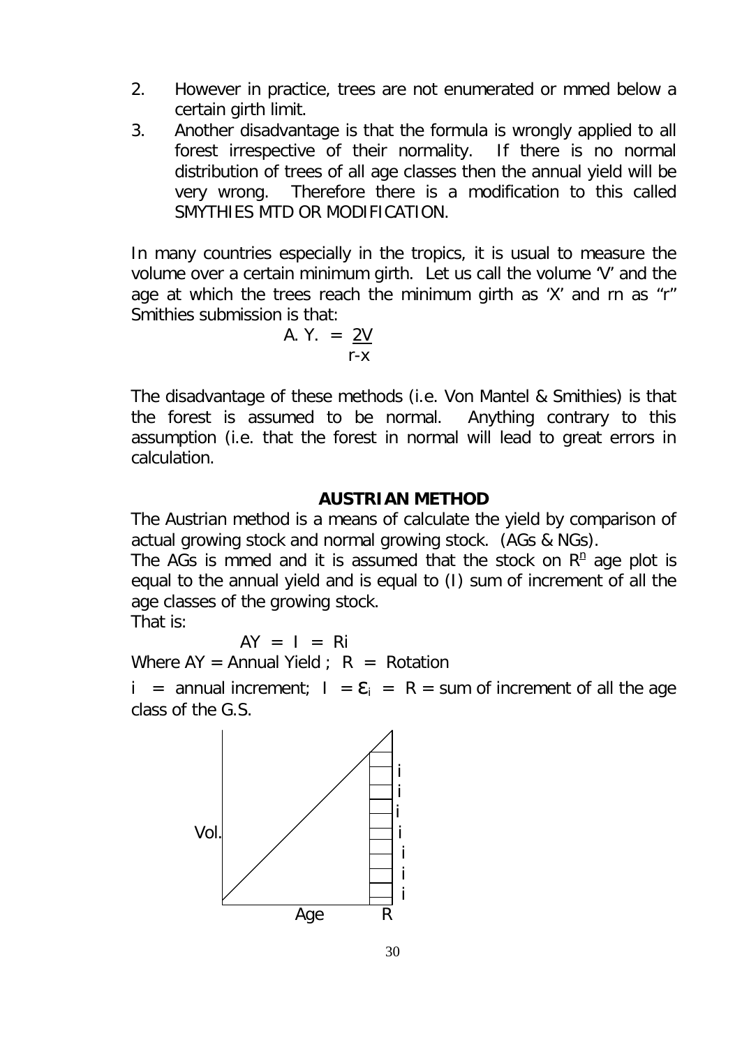2. However in practice, trees are not enumerated or mmed below a certain girth limit.
3. Another disadvantage is that the formula is wrongly applied to all forest irrespective of their normality. If there is no normal distribution of trees of all age classes then the annual yield will be very wrong. Therefore there is a modification to this called SMYTHIES MTD OR MODIFICATION.

In many countries especially in the tropics, it is usual to measure the volume over a certain minimum girth. Let us call the volume 'V' and the age at which the trees reach the minimum girth as 'X' and rn as "r" Smithies submission is that:

$$A.Y. = \frac{2V}{r-x}$$

The disadvantage of these methods (i.e. Von Mantel & Smithies) is that the forest is assumed to be normal. Anything contrary to this assumption (i.e. that the forest in normal will lead to great errors in calculation.

## AUSTRIAN METHOD

The Austrian method is a means of calculate the yield by comparison of actual growing stock and normal growing stock. (AGs & NGs).

The AGs is mmed and it is assumed that the stock on $R^{n}$ age plot is equal to the annual yield and is equal to (I) sum of increment of all the age classes of the growing stock.

That is:

$$AY = I = Ri$$

Where AY = Annual Yield ; R = Rotation

i = annual increment; $I = \varepsilon_i = R$ = sum of increment of all the age class of the G.S.

Vol.

Age R

i i i i i i i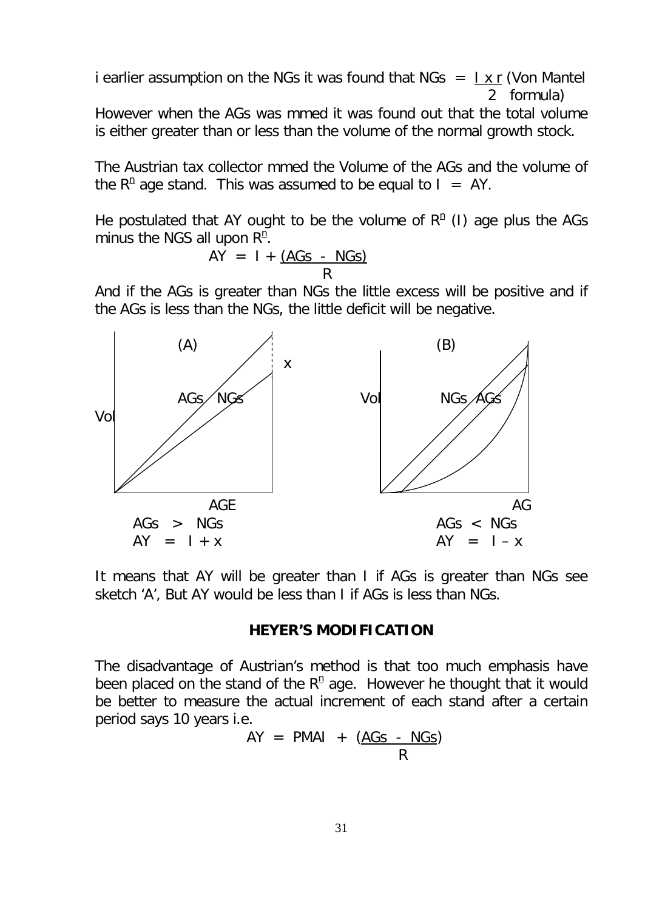i earlier assumption on the NGs it was found that NGs $= \frac{I \times r}{2}$ (Von Mantel formula)

However when the AGs was mmed it was found out that the total volume is either greater than or less than the volume of the normal growth stock.

The Austrian tax collector mmed the Volume of the AGs and the volume of the $R^{n}$ age stand. This was assumed to be equal to I = AY.

He postulated that AY ought to be the volume of $R^{n}$ (I) age plus the AGs minus the NGS all upon $R^{n}$.

$$AY = I + \frac{(AGs - NGs)}{R}$$

And if the AGs is greater than NGs the little excess will be positive and if the AGs is less than the NGs, the little deficit will be negative.

(A)

x

AGs NGs

Vol

AGE

AGs > NGs

AY = I + x

(B)

Vol

NGs AGs

AG

AGs < NGs

AY = I – x

It means that AY will be greater than I if AGs is greater than NGs see sketch 'A', But AY would be less than I if AGs is less than NGs.

## HEYER'S MODIFICATION

The disadvantage of Austrian's method is that too much emphasis have been placed on the stand of the $R^{n}$ age. However he thought that it would be better to measure the actual increment of each stand after a certain period says 10 years i.e.

$$AY = PMAI + \frac{(AGs - NGs)}{R}$$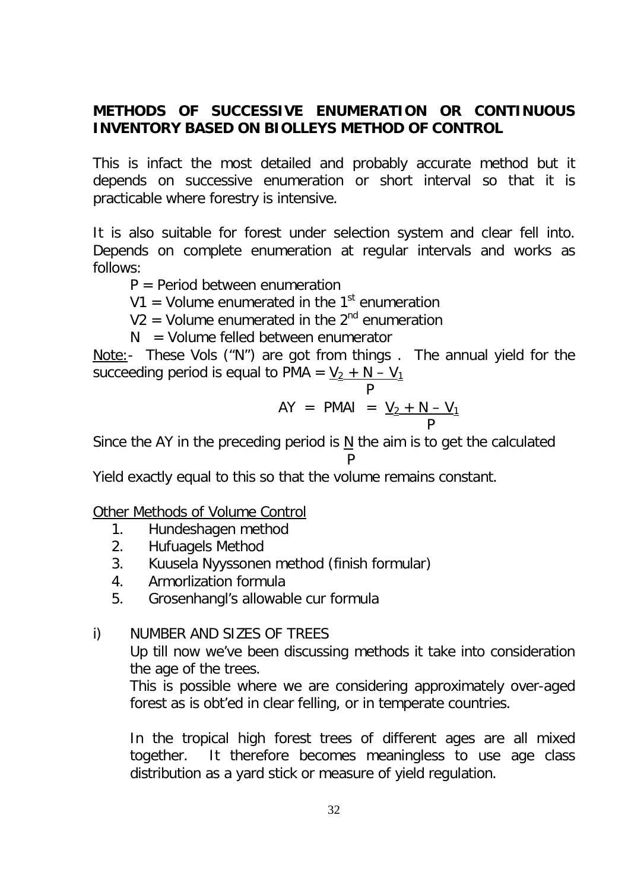**METHODS OF SUCCESSIVE ENUMERATION OR CONTINUOUS INVENTORY BASED ON BIOLLEYS METHOD OF CONTROL**

This is infact the most detailed and probably accurate method but it depends on successive enumeration or short interval so that it is practicable where forestry is intensive.

It is also suitable for forest under selection system and clear fell into. Depends on complete enumeration at regular intervals and works as follows:

P = Period between enumeration

V1 = Volume enumerated in the 1st enumeration

V2 = Volume enumerated in the 2nd enumeration

N = Volume felled between enumerator

Note:- These Vols ("N") are got from things . The annual yield for the succeeding period is equal to $PMA = \frac{V_2 + N - V_1}{P}$

$$AY = PMAI = \frac{V_2 + N - V_1}{P}$$

Since the AY in the preceding period is $\frac{N}{P}$ the aim is to get the calculated Yield exactly equal to this so that the volume remains constant.

Other Methods of Volume Control

1. Hundeshagen method
2. Hufuagels Method
3. Kuusela Nyyssonen method (finish formular)
4. Armorlization formula
5. Grosenhangl's allowable cur formula

i) NUMBER AND SIZES OF TREES

Up till now we've been discussing methods it take into consideration the age of the trees.

This is possible where we are considering approximately over-aged forest as is obt'ed in clear felling, or in temperate countries.

In the tropical high forest trees of different ages are all mixed together. It therefore becomes meaningless to use age class distribution as a yard stick or measure of yield regulation.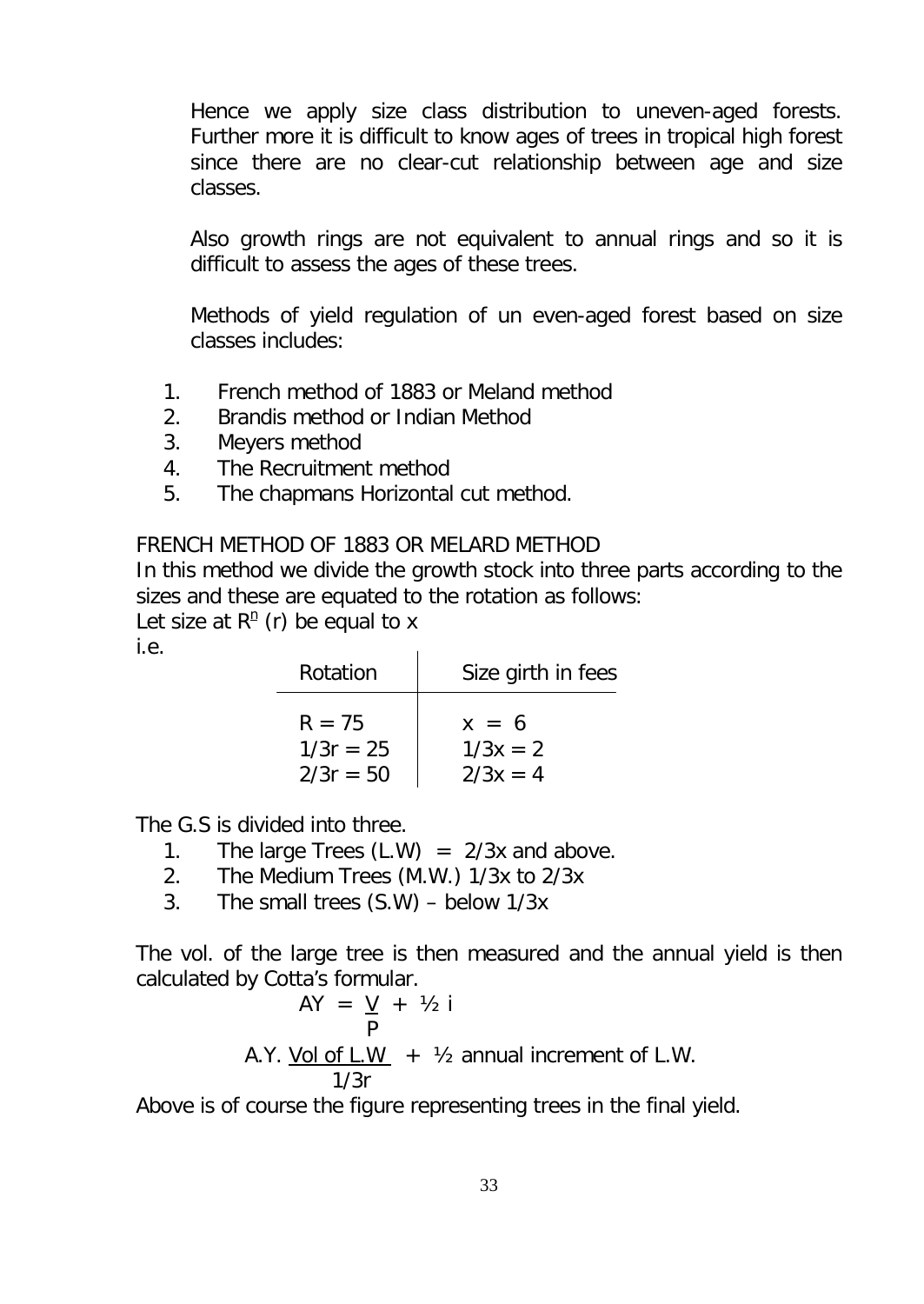Hence we apply size class distribution to uneven-aged forests. Further more it is difficult to know ages of trees in tropical high forest since there are no clear-cut relationship between age and size classes.

Also growth rings are not equivalent to annual rings and so it is difficult to assess the ages of these trees.

Methods of yield regulation of un even-aged forest based on size classes includes:

1. French method of 1883 or Meland method
2. Brandis method or Indian Method
3. Meyers method
4. The Recruitment method
5. The chapmans Horizontal cut method.

FRENCH METHOD OF 1883 OR MELARD METHOD

In this method we divide the growth stock into three parts according to the sizes and these are equated to the rotation as follows:

Let size at $R^n$ (r) be equal to x

i.e.

| Rotation | Size girth in fees |
|---|---|
| $R = 75$ | $x = 6$ |
| $1/3r = 25$ | $1/3x = 2$ |
| $2/3r = 50$ | $2/3x = 4$ |

The G.S is divided into three.

1. The large Trees (L.W) = 2/3x and above.
2. The Medium Trees (M.W.) 1/3x to 2/3x
3. The small trees (S.W) – below 1/3x

The vol. of the large tree is then measured and the annual yield is then calculated by Cotta's formular.

$$AY = \frac{V}{P} + \frac{1}{2} i$$

$$A.Y. \frac{\text{Vol of L.W}}{1/3r} + \frac{1}{2} \text{ annual increment of L.W.}$$

Above is of course the figure representing trees in the final yield.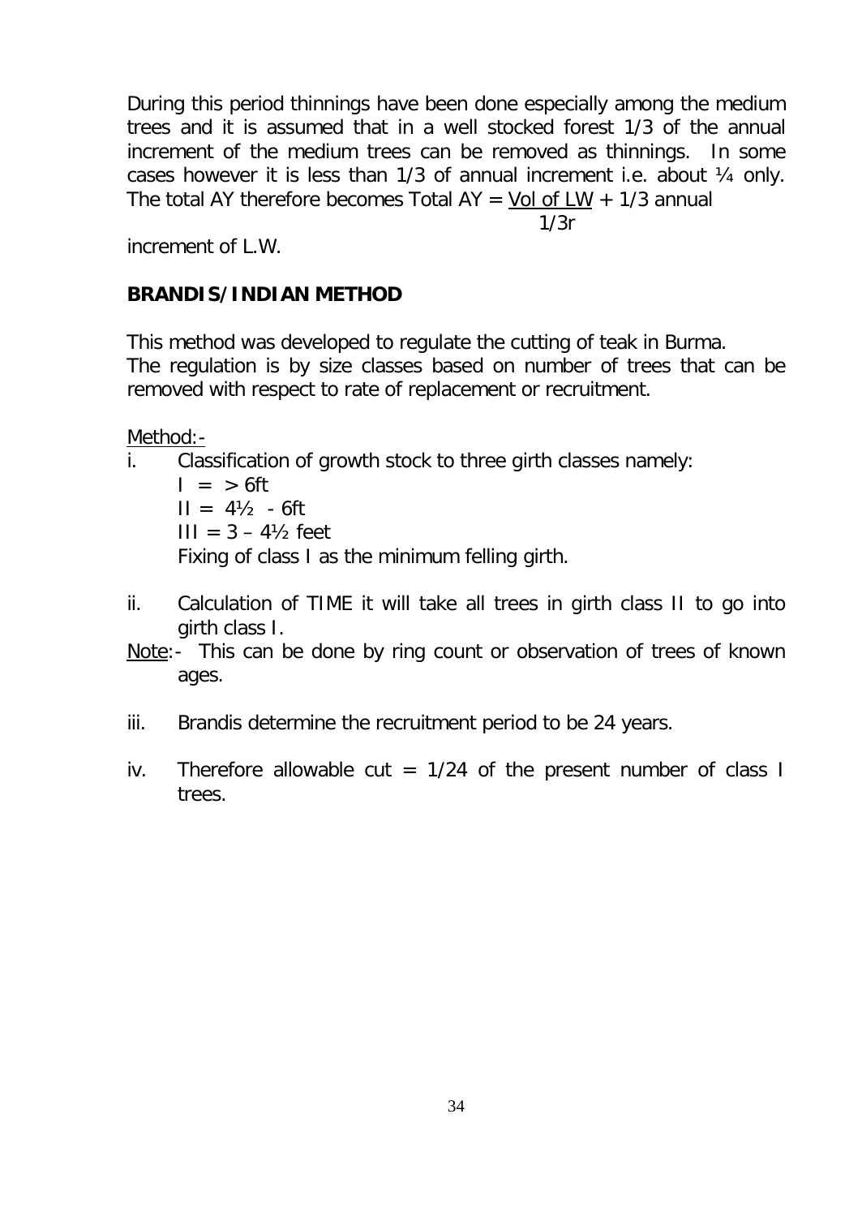During this period thinnings have been done especially among the medium trees and it is assumed that in a well stocked forest 1/3 of the annual increment of the medium trees can be removed as thinnings. In some cases however it is less than 1/3 of annual increment i.e. about ¼ only. The total AY therefore becomes Total AY = $\frac{\text{Vol of LW}}{1/3r}$ + 1/3 annual increment of L.W.

## BRANDIS/INDIAN METHOD

This method was developed to regulate the cutting of teak in Burma.
The regulation is by size classes based on number of trees that can be removed with respect to rate of replacement or recruitment.

<u>Method:-</u>

i. Classification of growth stock to three girth classes namely:

   I = > 6ft
   II = 4½ - 6ft
   III = 3 – 4½ feet
   Fixing of class I as the minimum felling girth.

ii. Calculation of TIME it will take all trees in girth class II to go into girth class I.

<u>Note</u>:- This can be done by ring count or observation of trees of known ages.

iii. Brandis determine the recruitment period to be 24 years.

iv. Therefore allowable cut = 1/24 of the present number of class I trees.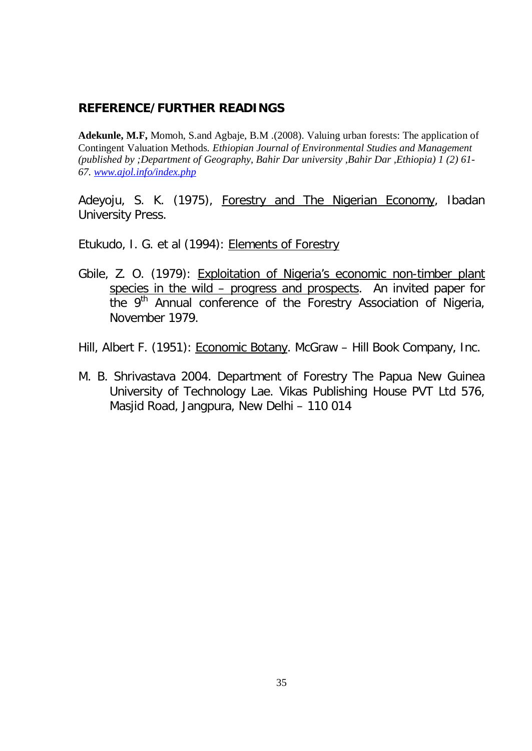## REFERENCE/FURTHER READINGS

**Adekunle, M.F,** Momoh, S.and Agbaje, B.M .(2008). Valuing urban forests: The application of Contingent Valuation Methods. *Ethiopian Journal of Environmental Studies and Management (published by ;Department of Geography, Bahir Dar university ,Bahir Dar ,Ethiopia) 1 (2) 61-67. www.ajol.info/index.php*

Adeyoju, S. K. (1975), Forestry and The Nigerian Economy, Ibadan University Press.

Etukudo, I. G. et al (1994): Elements of Forestry

Gbile, Z. O. (1979): Exploitation of Nigeria's economic non-timber plant species in the wild – progress and prospects. An invited paper for the 9th Annual conference of the Forestry Association of Nigeria, November 1979.

Hill, Albert F. (1951): Economic Botany. McGraw – Hill Book Company, Inc.

M. B. Shrivastava 2004. Department of Forestry The Papua New Guinea University of Technology Lae. Vikas Publishing House PVT Ltd 576, Masjid Road, Jangpura, New Delhi – 110 014